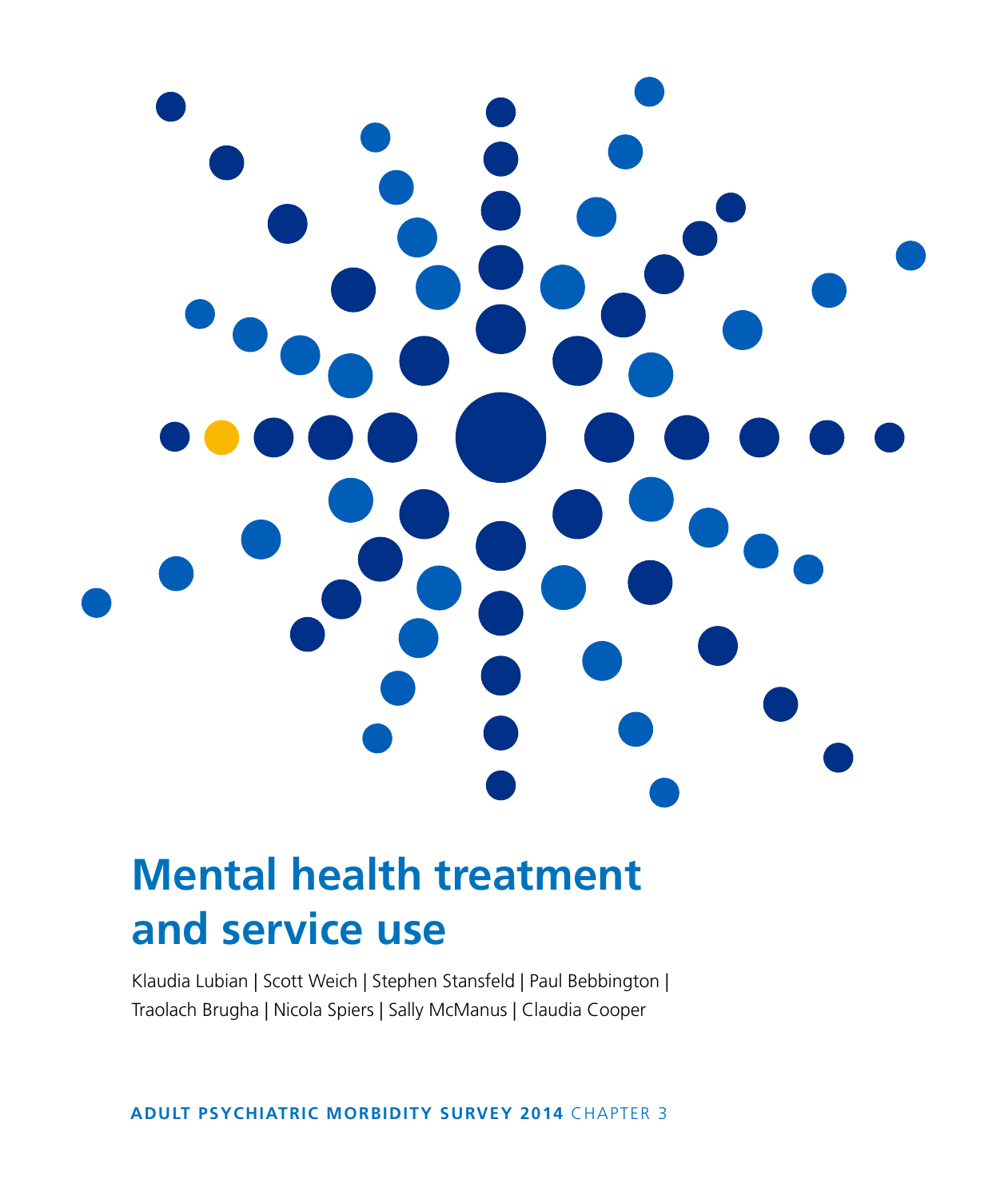# Mental health treatment and service use

Klaudia Lubian | Scott Weich | Stephen Stansfeld | Paul Bebbington | Traolach Brugha | Nicola Spiers | Sally McManus | Claudia Cooper

**ADULT PSYCHIATRIC MORBIDITY SURVEY 2014** CHAPTER 3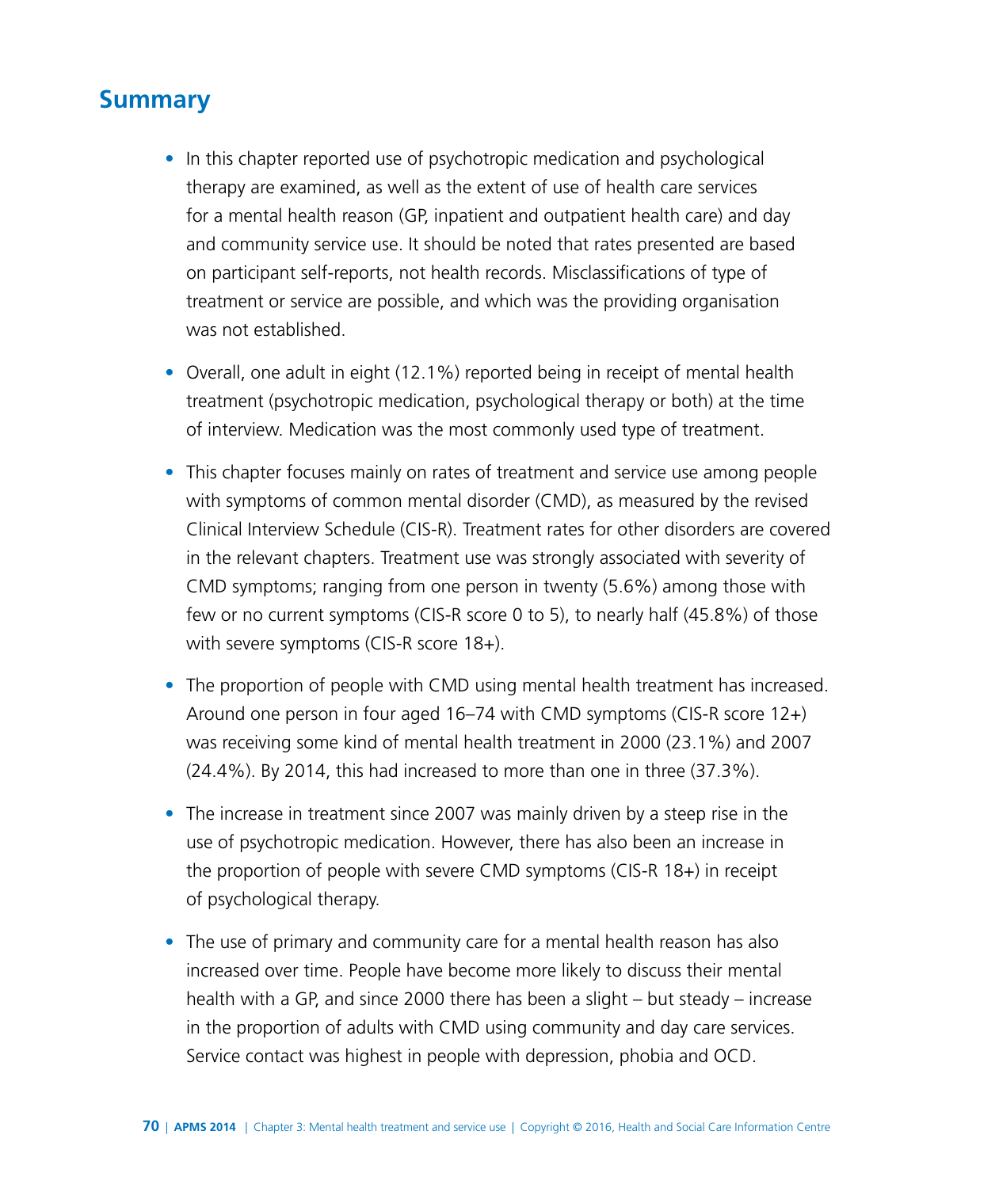## Summary

- In this chapter reported use of psychotropic medication and psychological therapy are examined, as well as the extent of use of health care services for a mental health reason (GP, inpatient and outpatient health care) and day and community service use. It should be noted that rates presented are based on participant self-reports, not health records. Misclassifications of type of treatment or service are possible, and which was the providing organisation was not established.

- Overall, one adult in eight (12.1%) reported being in receipt of mental health treatment (psychotropic medication, psychological therapy or both) at the time of interview. Medication was the most commonly used type of treatment.

- This chapter focuses mainly on rates of treatment and service use among people with symptoms of common mental disorder (CMD), as measured by the revised Clinical Interview Schedule (CIS-R). Treatment rates for other disorders are covered in the relevant chapters. Treatment use was strongly associated with severity of CMD symptoms; ranging from one person in twenty (5.6%) among those with few or no current symptoms (CIS-R score 0 to 5), to nearly half (45.8%) of those with severe symptoms (CIS-R score 18+).

- The proportion of people with CMD using mental health treatment has increased. Around one person in four aged 16–74 with CMD symptoms (CIS-R score 12+) was receiving some kind of mental health treatment in 2000 (23.1%) and 2007 (24.4%). By 2014, this had increased to more than one in three (37.3%).

- The increase in treatment since 2007 was mainly driven by a steep rise in the use of psychotropic medication. However, there has also been an increase in the proportion of people with severe CMD symptoms (CIS-R 18+) in receipt of psychological therapy.

- The use of primary and community care for a mental health reason has also increased over time. People have become more likely to discuss their mental health with a GP, and since 2000 there has been a slight – but steady – increase in the proportion of adults with CMD using community and day care services. Service contact was highest in people with depression, phobia and OCD.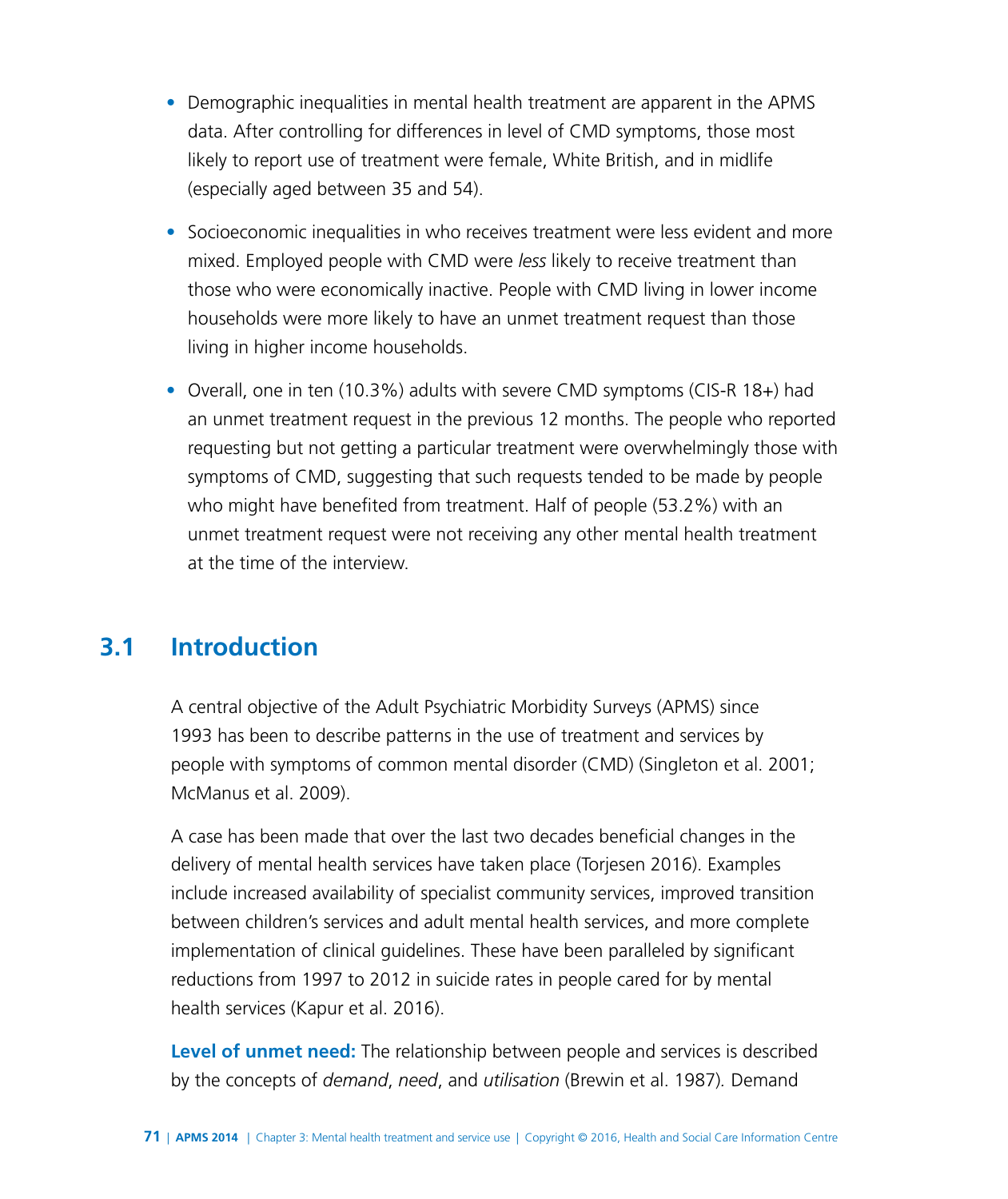- Demographic inequalities in mental health treatment are apparent in the APMS data. After controlling for differences in level of CMD symptoms, those most likely to report use of treatment were female, White British, and in midlife (especially aged between 35 and 54).
- Socioeconomic inequalities in who receives treatment were less evident and more mixed. Employed people with CMD were *less* likely to receive treatment than those who were economically inactive. People with CMD living in lower income households were more likely to have an unmet treatment request than those living in higher income households.
- Overall, one in ten (10.3%) adults with severe CMD symptoms (CIS-R 18+) had an unmet treatment request in the previous 12 months. The people who reported requesting but not getting a particular treatment were overwhelmingly those with symptoms of CMD, suggesting that such requests tended to be made by people who might have benefited from treatment. Half of people (53.2%) with an unmet treatment request were not receiving any other mental health treatment at the time of the interview.

## 3.1 Introduction

A central objective of the Adult Psychiatric Morbidity Surveys (APMS) since 1993 has been to describe patterns in the use of treatment and services by people with symptoms of common mental disorder (CMD) (Singleton et al. 2001; McManus et al. 2009).

A case has been made that over the last two decades beneficial changes in the delivery of mental health services have taken place (Torjesen 2016). Examples include increased availability of specialist community services, improved transition between children's services and adult mental health services, and more complete implementation of clinical guidelines. These have been paralleled by significant reductions from 1997 to 2012 in suicide rates in people cared for by mental health services (Kapur et al. 2016).

**Level of unmet need:** The relationship between people and services is described by the concepts of *demand*, *need*, and *utilisation* (Brewin et al. 1987). Demand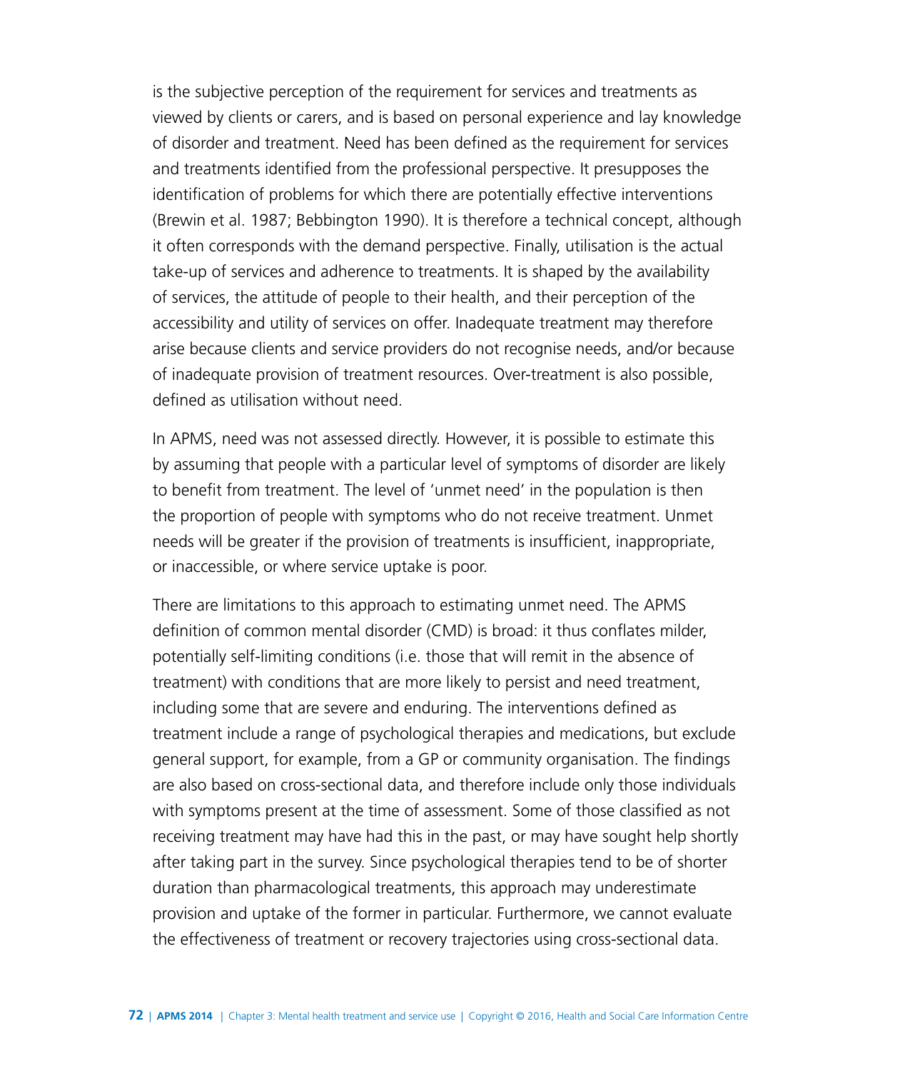is the subjective perception of the requirement for services and treatments as viewed by clients or carers, and is based on personal experience and lay knowledge of disorder and treatment. Need has been defined as the requirement for services and treatments identified from the professional perspective. It presupposes the identification of problems for which there are potentially effective interventions (Brewin et al. 1987; Bebbington 1990). It is therefore a technical concept, although it often corresponds with the demand perspective. Finally, utilisation is the actual take-up of services and adherence to treatments. It is shaped by the availability of services, the attitude of people to their health, and their perception of the accessibility and utility of services on offer. Inadequate treatment may therefore arise because clients and service providers do not recognise needs, and/or because of inadequate provision of treatment resources. Over-treatment is also possible, defined as utilisation without need.

In APMS, need was not assessed directly. However, it is possible to estimate this by assuming that people with a particular level of symptoms of disorder are likely to benefit from treatment. The level of 'unmet need' in the population is then the proportion of people with symptoms who do not receive treatment. Unmet needs will be greater if the provision of treatments is insufficient, inappropriate, or inaccessible, or where service uptake is poor.

There are limitations to this approach to estimating unmet need. The APMS definition of common mental disorder (CMD) is broad: it thus conflates milder, potentially self-limiting conditions (i.e. those that will remit in the absence of treatment) with conditions that are more likely to persist and need treatment, including some that are severe and enduring. The interventions defined as treatment include a range of psychological therapies and medications, but exclude general support, for example, from a GP or community organisation. The findings are also based on cross-sectional data, and therefore include only those individuals with symptoms present at the time of assessment. Some of those classified as not receiving treatment may have had this in the past, or may have sought help shortly after taking part in the survey. Since psychological therapies tend to be of shorter duration than pharmacological treatments, this approach may underestimate provision and uptake of the former in particular. Furthermore, we cannot evaluate the effectiveness of treatment or recovery trajectories using cross-sectional data.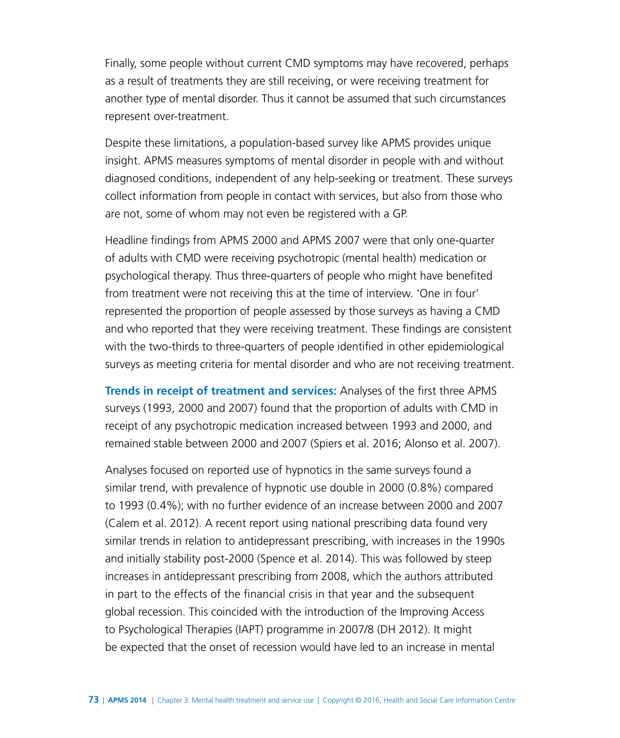Finally, some people without current CMD symptoms may have recovered, perhaps as a result of treatments they are still receiving, or were receiving treatment for another type of mental disorder. Thus it cannot be assumed that such circumstances represent over-treatment.

Despite these limitations, a population-based survey like APMS provides unique insight. APMS measures symptoms of mental disorder in people with and without diagnosed conditions, independent of any help-seeking or treatment. These surveys collect information from people in contact with services, but also from those who are not, some of whom may not even be registered with a GP.

Headline findings from APMS 2000 and APMS 2007 were that only one-quarter of adults with CMD were receiving psychotropic (mental health) medication or psychological therapy. Thus three-quarters of people who might have benefited from treatment were not receiving this at the time of interview. 'One in four' represented the proportion of people assessed by those surveys as having a CMD and who reported that they were receiving treatment. These findings are consistent with the two-thirds to three-quarters of people identified in other epidemiological surveys as meeting criteria for mental disorder and who are not receiving treatment.

**Trends in receipt of treatment and services:** Analyses of the first three APMS surveys (1993, 2000 and 2007) found that the proportion of adults with CMD in receipt of any psychotropic medication increased between 1993 and 2000, and remained stable between 2000 and 2007 (Spiers et al. 2016; Alonso et al. 2007).

Analyses focused on reported use of hypnotics in the same surveys found a similar trend, with prevalence of hypnotic use double in 2000 (0.8%) compared to 1993 (0.4%); with no further evidence of an increase between 2000 and 2007 (Calem et al. 2012). A recent report using national prescribing data found very similar trends in relation to antidepressant prescribing, with increases in the 1990s and initially stability post-2000 (Spence et al. 2014). This was followed by steep increases in antidepressant prescribing from 2008, which the authors attributed in part to the effects of the financial crisis in that year and the subsequent global recession. This coincided with the introduction of the Improving Access to Psychological Therapies (IAPT) programme in 2007/8 (DH 2012). It might be expected that the onset of recession would have led to an increase in mental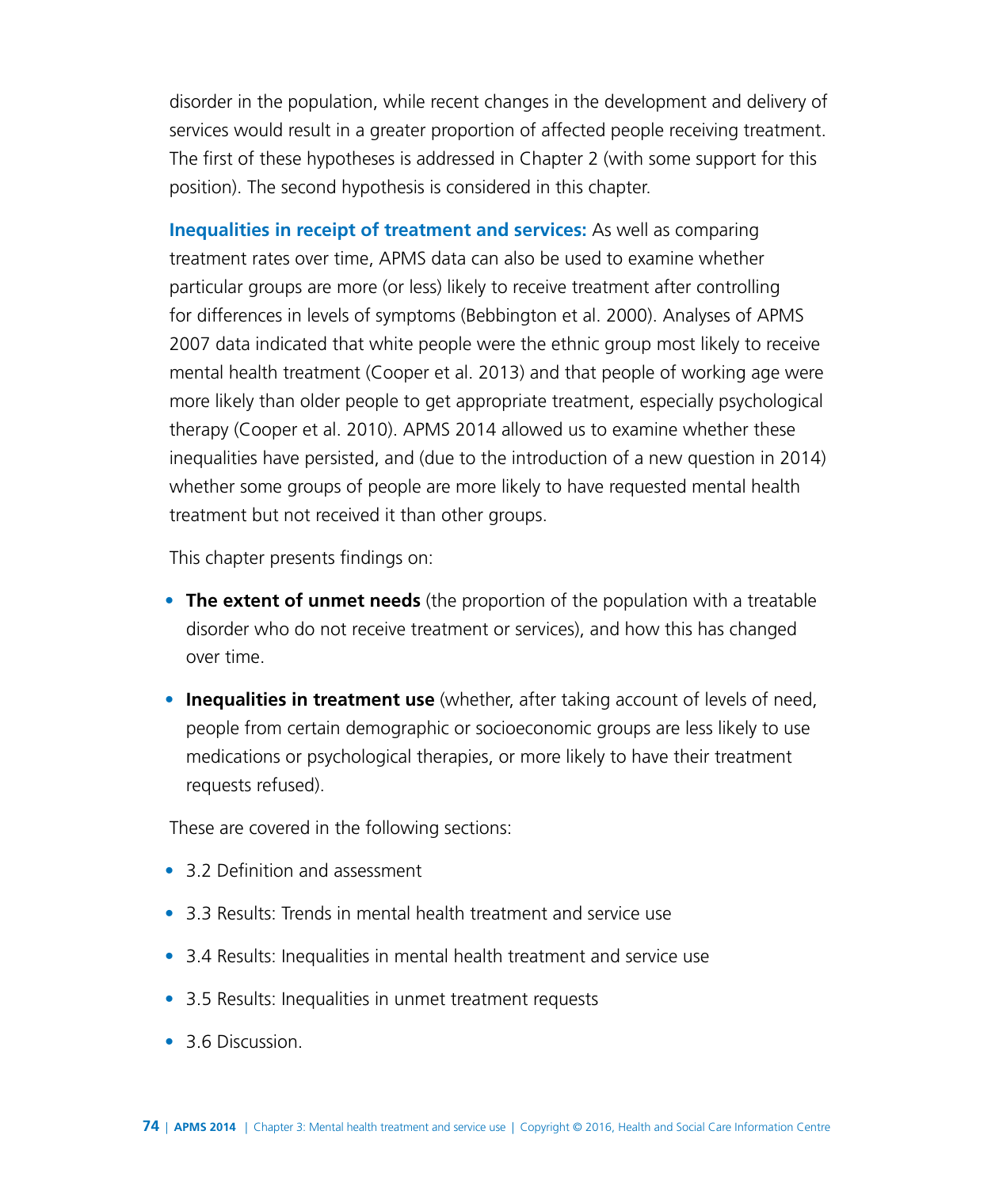disorder in the population, while recent changes in the development and delivery of services would result in a greater proportion of affected people receiving treatment. The first of these hypotheses is addressed in Chapter 2 (with some support for this position). The second hypothesis is considered in this chapter.

**Inequalities in receipt of treatment and services:** As well as comparing treatment rates over time, APMS data can also be used to examine whether particular groups are more (or less) likely to receive treatment after controlling for differences in levels of symptoms (Bebbington et al. 2000). Analyses of APMS 2007 data indicated that white people were the ethnic group most likely to receive mental health treatment (Cooper et al. 2013) and that people of working age were more likely than older people to get appropriate treatment, especially psychological therapy (Cooper et al. 2010). APMS 2014 allowed us to examine whether these inequalities have persisted, and (due to the introduction of a new question in 2014) whether some groups of people are more likely to have requested mental health treatment but not received it than other groups.

This chapter presents findings on:

- **The extent of unmet needs** (the proportion of the population with a treatable disorder who do not receive treatment or services), and how this has changed over time.
- **Inequalities in treatment use** (whether, after taking account of levels of need, people from certain demographic or socioeconomic groups are less likely to use medications or psychological therapies, or more likely to have their treatment requests refused).

These are covered in the following sections:

- 3.2 Definition and assessment
- 3.3 Results: Trends in mental health treatment and service use
- 3.4 Results: Inequalities in mental health treatment and service use
- 3.5 Results: Inequalities in unmet treatment requests
- 3.6 Discussion.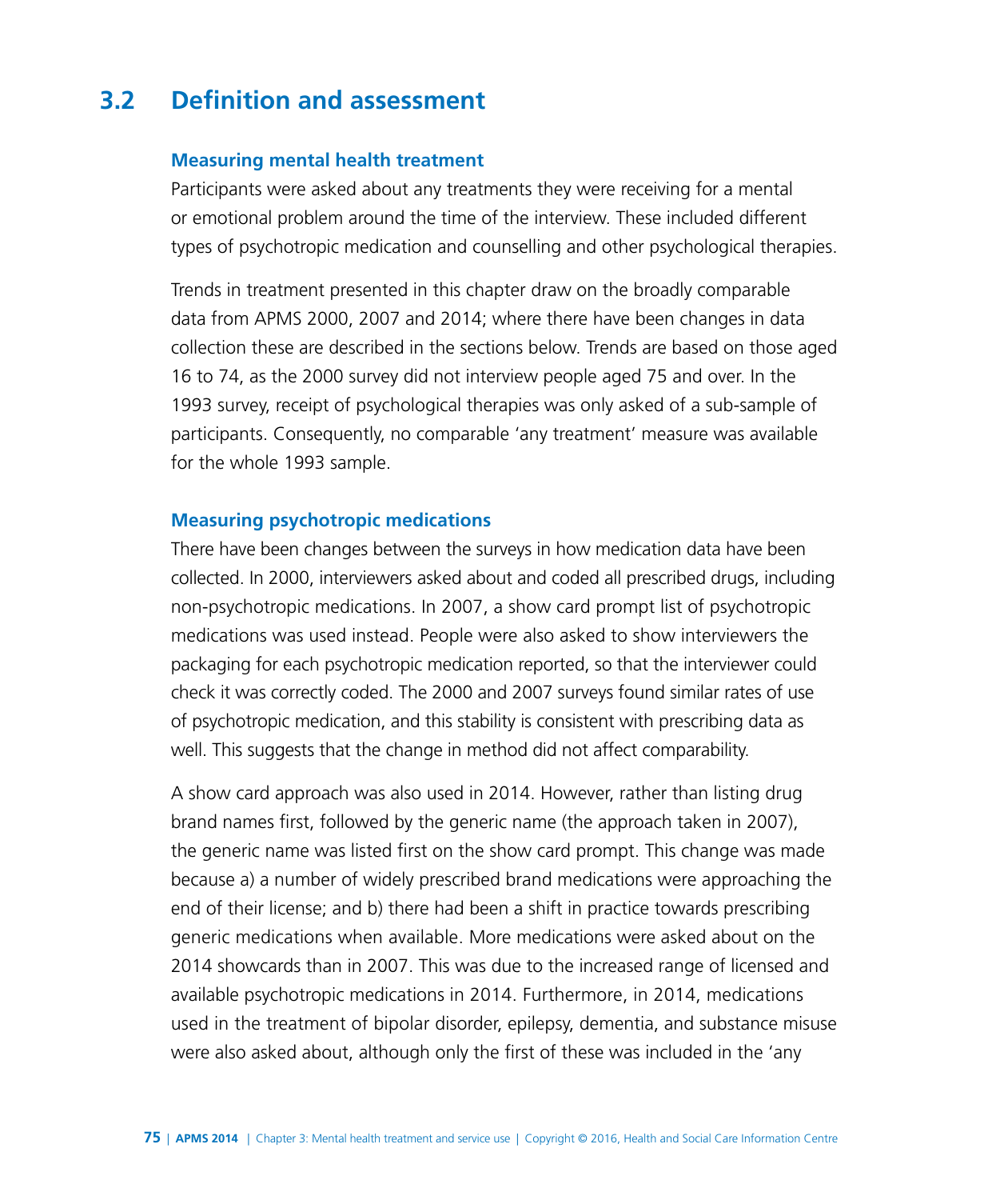## 3.2 Definition and assessment

### Measuring mental health treatment

Participants were asked about any treatments they were receiving for a mental or emotional problem around the time of the interview. These included different types of psychotropic medication and counselling and other psychological therapies.

Trends in treatment presented in this chapter draw on the broadly comparable data from APMS 2000, 2007 and 2014; where there have been changes in data collection these are described in the sections below. Trends are based on those aged 16 to 74, as the 2000 survey did not interview people aged 75 and over. In the 1993 survey, receipt of psychological therapies was only asked of a sub-sample of participants. Consequently, no comparable 'any treatment' measure was available for the whole 1993 sample.

### Measuring psychotropic medications

There have been changes between the surveys in how medication data have been collected. In 2000, interviewers asked about and coded all prescribed drugs, including non-psychotropic medications. In 2007, a show card prompt list of psychotropic medications was used instead. People were also asked to show interviewers the packaging for each psychotropic medication reported, so that the interviewer could check it was correctly coded. The 2000 and 2007 surveys found similar rates of use of psychotropic medication, and this stability is consistent with prescribing data as well. This suggests that the change in method did not affect comparability.

A show card approach was also used in 2014. However, rather than listing drug brand names first, followed by the generic name (the approach taken in 2007), the generic name was listed first on the show card prompt. This change was made because a) a number of widely prescribed brand medications were approaching the end of their license; and b) there had been a shift in practice towards prescribing generic medications when available. More medications were asked about on the 2014 showcards than in 2007. This was due to the increased range of licensed and available psychotropic medications in 2014. Furthermore, in 2014, medications used in the treatment of bipolar disorder, epilepsy, dementia, and substance misuse were also asked about, although only the first of these was included in the 'any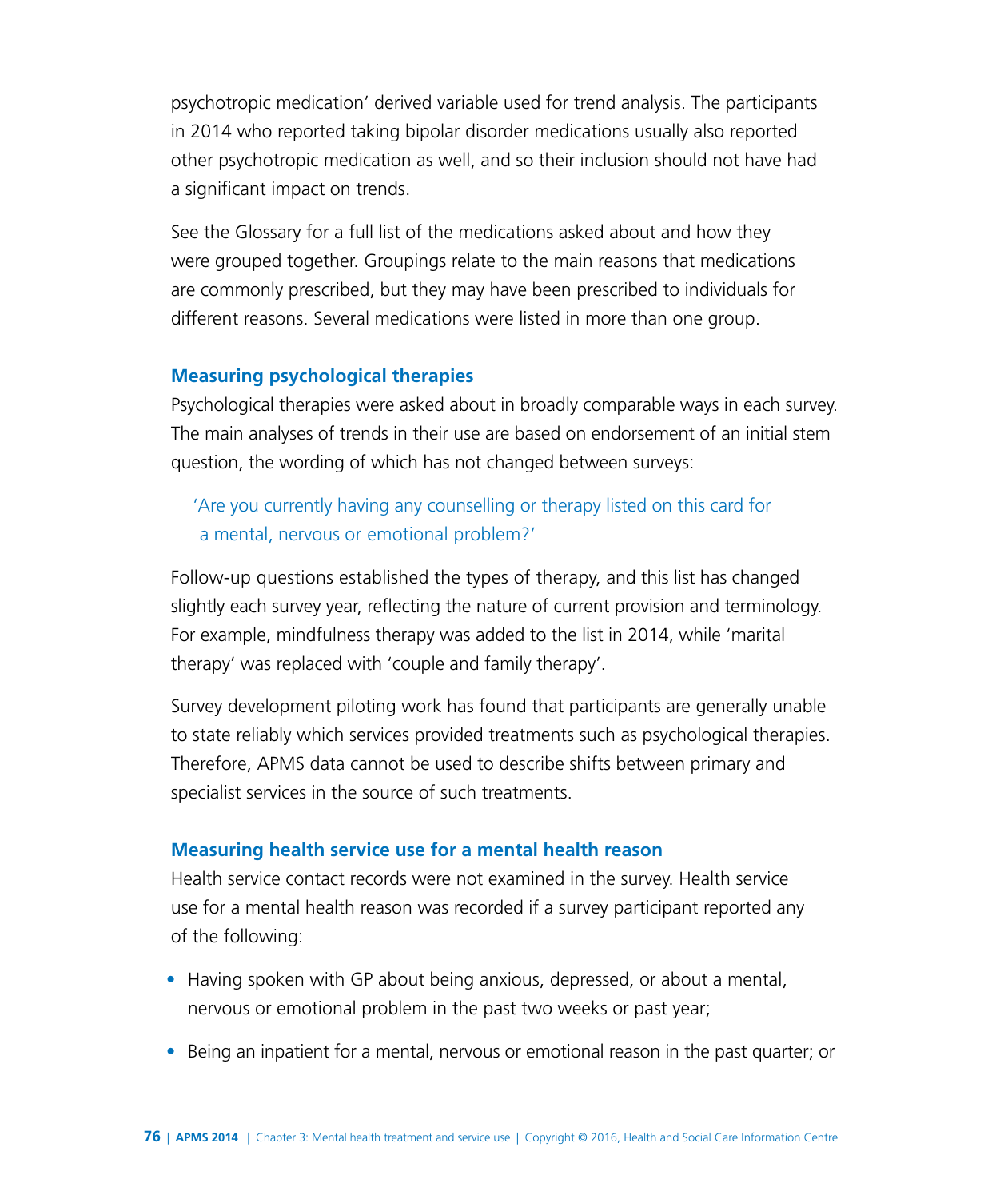psychotropic medication' derived variable used for trend analysis. The participants in 2014 who reported taking bipolar disorder medications usually also reported other psychotropic medication as well, and so their inclusion should not have had a significant impact on trends.

See the Glossary for a full list of the medications asked about and how they were grouped together. Groupings relate to the main reasons that medications are commonly prescribed, but they may have been prescribed to individuals for different reasons. Several medications were listed in more than one group.

### Measuring psychological therapies

Psychological therapies were asked about in broadly comparable ways in each survey. The main analyses of trends in their use are based on endorsement of an initial stem question, the wording of which has not changed between surveys:

> 'Are you currently having any counselling or therapy listed on this card for a mental, nervous or emotional problem?'

Follow-up questions established the types of therapy, and this list has changed slightly each survey year, reflecting the nature of current provision and terminology. For example, mindfulness therapy was added to the list in 2014, while 'marital therapy' was replaced with 'couple and family therapy'.

Survey development piloting work has found that participants are generally unable to state reliably which services provided treatments such as psychological therapies. Therefore, APMS data cannot be used to describe shifts between primary and specialist services in the source of such treatments.

### Measuring health service use for a mental health reason

Health service contact records were not examined in the survey. Health service use for a mental health reason was recorded if a survey participant reported any of the following:

- Having spoken with GP about being anxious, depressed, or about a mental, nervous or emotional problem in the past two weeks or past year;
- Being an inpatient for a mental, nervous or emotional reason in the past quarter; or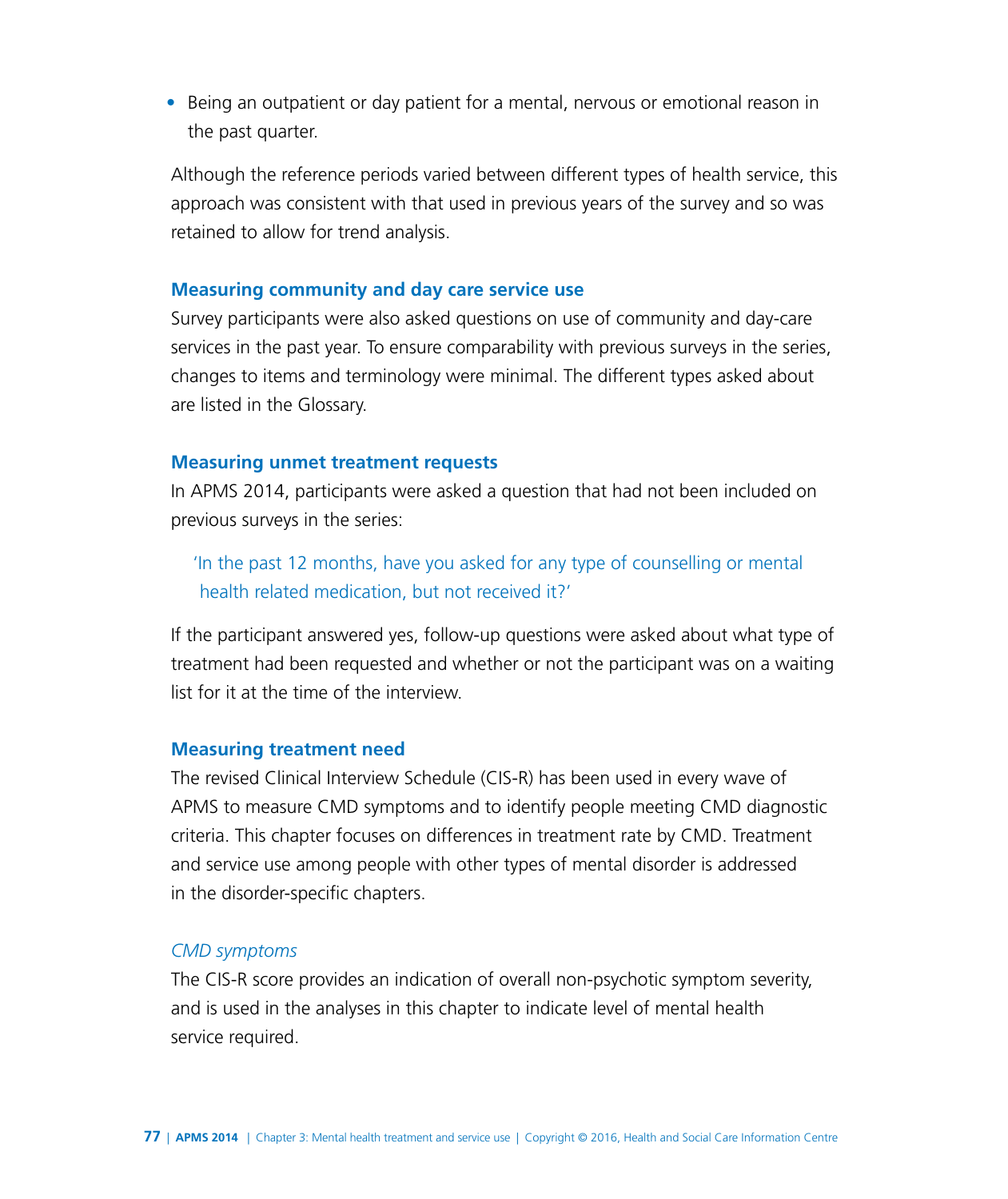- Being an outpatient or day patient for a mental, nervous or emotional reason in the past quarter.

Although the reference periods varied between different types of health service, this approach was consistent with that used in previous years of the survey and so was retained to allow for trend analysis.

### Measuring community and day care service use

Survey participants were also asked questions on use of community and day-care services in the past year. To ensure comparability with previous surveys in the series, changes to items and terminology were minimal. The different types asked about are listed in the Glossary.

### Measuring unmet treatment requests

In APMS 2014, participants were asked a question that had not been included on previous surveys in the series:

> 'In the past 12 months, have you asked for any type of counselling or mental health related medication, but not received it?'

If the participant answered yes, follow-up questions were asked about what type of treatment had been requested and whether or not the participant was on a waiting list for it at the time of the interview.

### Measuring treatment need

The revised Clinical Interview Schedule (CIS-R) has been used in every wave of APMS to measure CMD symptoms and to identify people meeting CMD diagnostic criteria. This chapter focuses on differences in treatment rate by CMD. Treatment and service use among people with other types of mental disorder is addressed in the disorder-specific chapters.

*CMD symptoms*

The CIS-R score provides an indication of overall non-psychotic symptom severity, and is used in the analyses in this chapter to indicate level of mental health service required.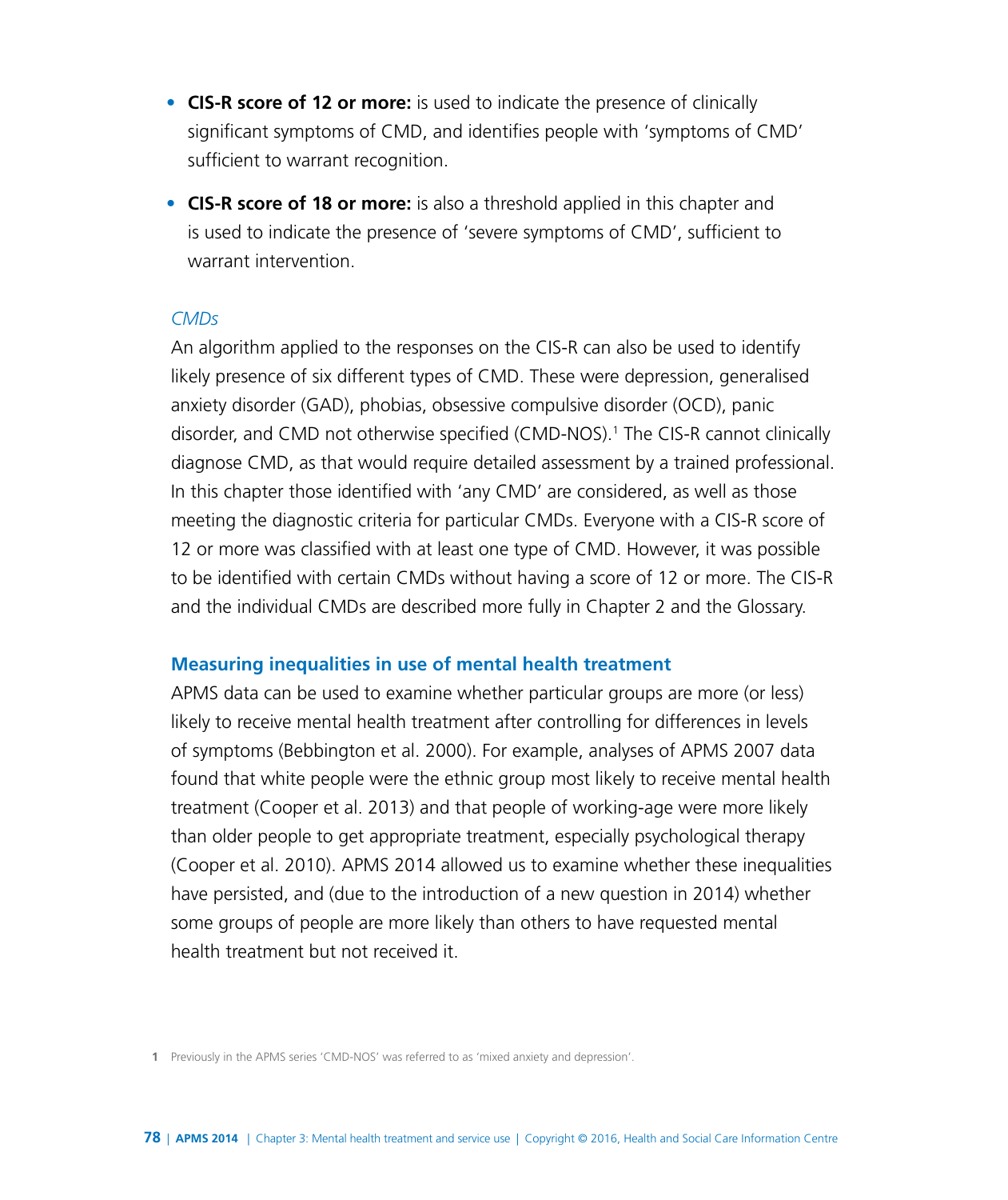- **CIS-R score of 12 or more:** is used to indicate the presence of clinically significant symptoms of CMD, and identifies people with 'symptoms of CMD' sufficient to warrant recognition.
- **CIS-R score of 18 or more:** is also a threshold applied in this chapter and is used to indicate the presence of 'severe symptoms of CMD', sufficient to warrant intervention.

*CMDs*

An algorithm applied to the responses on the CIS-R can also be used to identify likely presence of six different types of CMD. These were depression, generalised anxiety disorder (GAD), phobias, obsessive compulsive disorder (OCD), panic disorder, and CMD not otherwise specified (CMD-NOS).[1] The CIS-R cannot clinically diagnose CMD, as that would require detailed assessment by a trained professional. In this chapter those identified with 'any CMD' are considered, as well as those meeting the diagnostic criteria for particular CMDs. Everyone with a CIS-R score of 12 or more was classified with at least one type of CMD. However, it was possible to be identified with certain CMDs without having a score of 12 or more. The CIS-R and the individual CMDs are described more fully in Chapter 2 and the Glossary.

### Measuring inequalities in use of mental health treatment

APMS data can be used to examine whether particular groups are more (or less) likely to receive mental health treatment after controlling for differences in levels of symptoms (Bebbington et al. 2000). For example, analyses of APMS 2007 data found that white people were the ethnic group most likely to receive mental health treatment (Cooper et al. 2013) and that people of working-age were more likely than older people to get appropriate treatment, especially psychological therapy (Cooper et al. 2010). APMS 2014 allowed us to examine whether these inequalities have persisted, and (due to the introduction of a new question in 2014) whether some groups of people are more likely than others to have requested mental health treatment but not received it.

[1] Previously in the APMS series 'CMD-NOS' was referred to as 'mixed anxiety and depression'.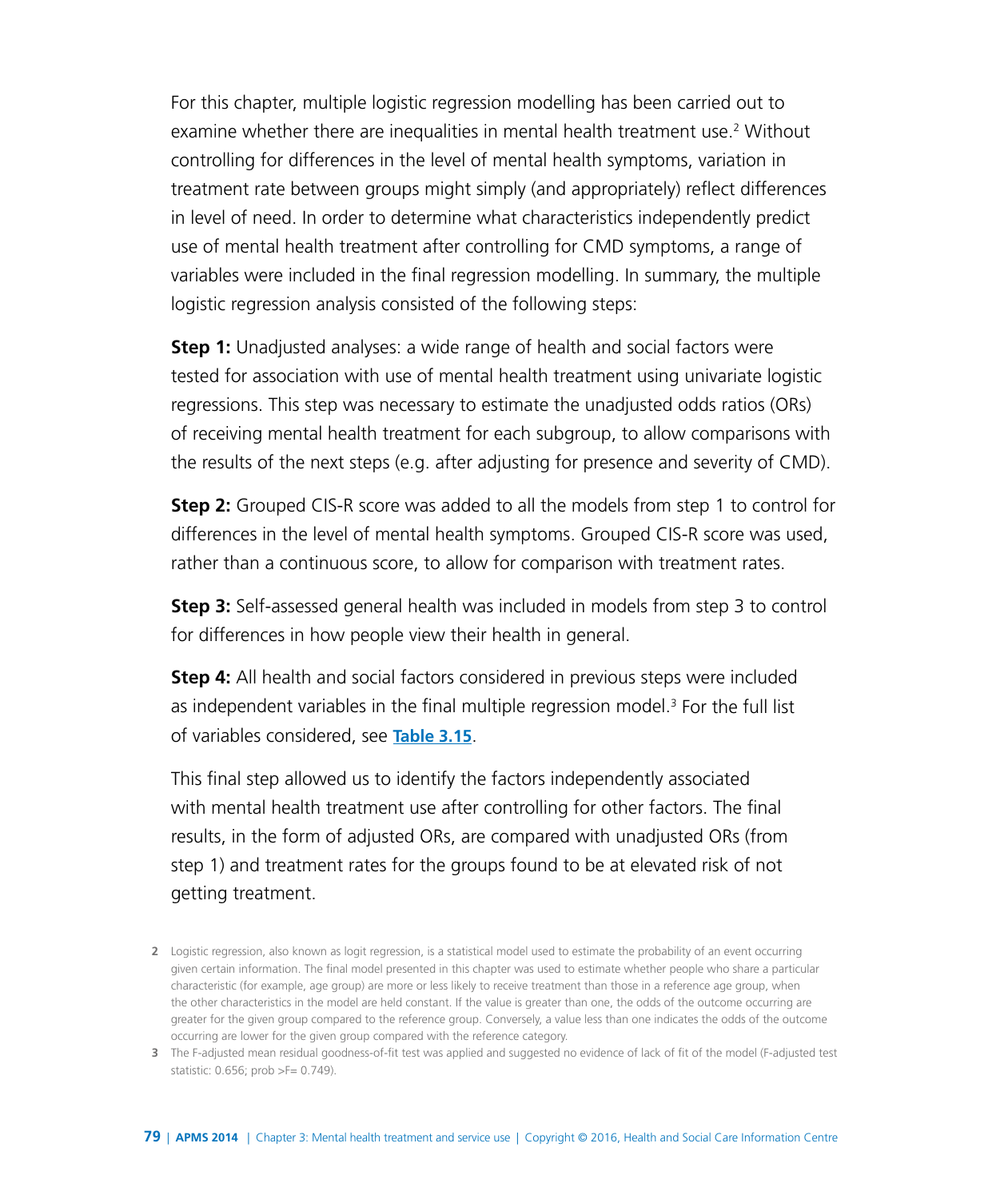For this chapter, multiple logistic regression modelling has been carried out to examine whether there are inequalities in mental health treatment use.[2] Without controlling for differences in the level of mental health symptoms, variation in treatment rate between groups might simply (and appropriately) reflect differences in level of need. In order to determine what characteristics independently predict use of mental health treatment after controlling for CMD symptoms, a range of variables were included in the final regression modelling. In summary, the multiple logistic regression analysis consisted of the following steps:

**Step 1:** Unadjusted analyses: a wide range of health and social factors were tested for association with use of mental health treatment using univariate logistic regressions. This step was necessary to estimate the unadjusted odds ratios (ORs) of receiving mental health treatment for each subgroup, to allow comparisons with the results of the next steps (e.g. after adjusting for presence and severity of CMD).

**Step 2:** Grouped CIS-R score was added to all the models from step 1 to control for differences in the level of mental health symptoms. Grouped CIS-R score was used, rather than a continuous score, to allow for comparison with treatment rates.

**Step 3:** Self-assessed general health was included in models from step 3 to control for differences in how people view their health in general.

**Step 4:** All health and social factors considered in previous steps were included as independent variables in the final multiple regression model.[3] For the full list of variables considered, see **Table 3.15**.

This final step allowed us to identify the factors independently associated with mental health treatment use after controlling for other factors. The final results, in the form of adjusted ORs, are compared with unadjusted ORs (from step 1) and treatment rates for the groups found to be at elevated risk of not getting treatment.

2 Logistic regression, also known as logit regression, is a statistical model used to estimate the probability of an event occurring given certain information. The final model presented in this chapter was used to estimate whether people who share a particular characteristic (for example, age group) are more or less likely to receive treatment than those in a reference age group, when the other characteristics in the model are held constant. If the value is greater than one, the odds of the outcome occurring are greater for the given group compared to the reference group. Conversely, a value less than one indicates the odds of the outcome occurring are lower for the given group compared with the reference category.

3 The F-adjusted mean residual goodness-of-fit test was applied and suggested no evidence of lack of fit of the model (F-adjusted test statistic: 0.656; prob >F= 0.749).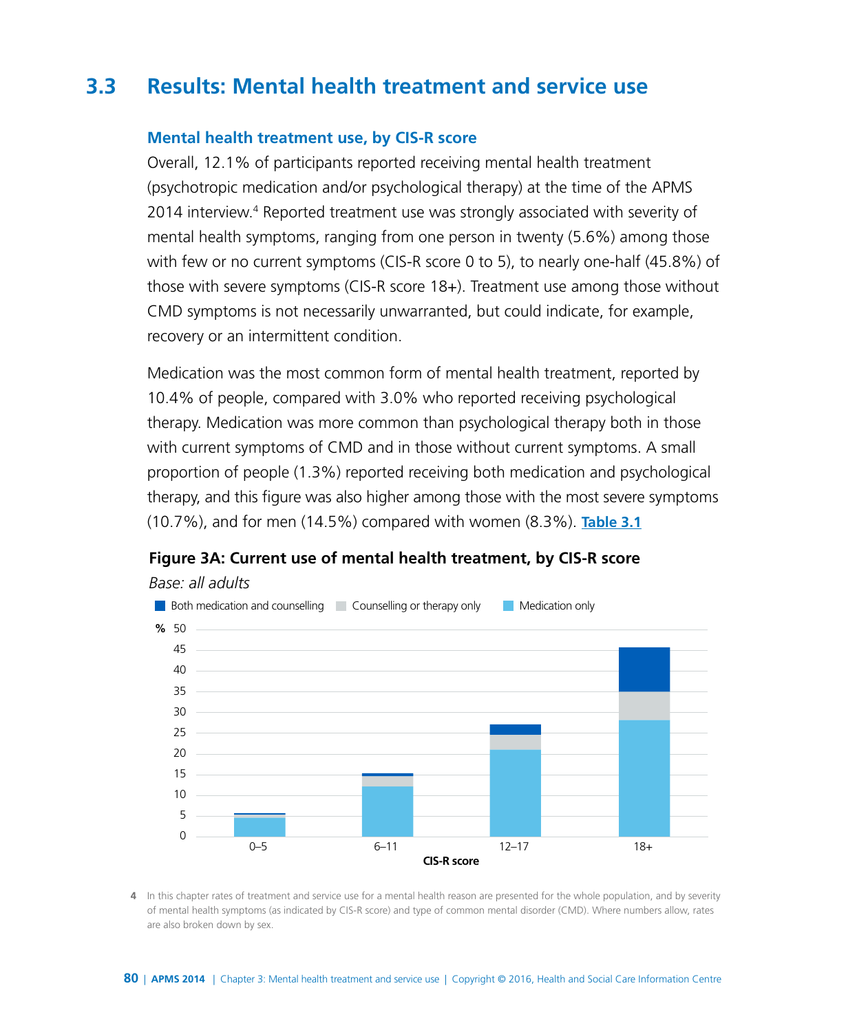## 3.3 Results: Mental health treatment and service use

### Mental health treatment use, by CIS-R score

Overall, 12.1% of participants reported receiving mental health treatment (psychotropic medication and/or psychological therapy) at the time of the APMS 2014 interview.[4] Reported treatment use was strongly associated with severity of mental health symptoms, ranging from one person in twenty (5.6%) among those with few or no current symptoms (CIS-R score 0 to 5), to nearly one-half (45.8%) of those with severe symptoms (CIS-R score 18+). Treatment use among those without CMD symptoms is not necessarily unwarranted, but could indicate, for example, recovery or an intermittent condition.

Medication was the most common form of mental health treatment, reported by 10.4% of people, compared with 3.0% who reported receiving psychological therapy. Medication was more common than psychological therapy both in those with current symptoms of CMD and in those without current symptoms. A small proportion of people (1.3%) reported receiving both medication and psychological therapy, and this figure was also higher among those with the most severe symptoms (10.7%), and for men (14.5%) compared with women (8.3%). **Table 3.1**

**Figure 3A: Current use of mental health treatment, by CIS-R score**

*Base: all adults*

4 In this chapter rates of treatment and service use for a mental health reason are presented for the whole population, and by severity of mental health symptoms (as indicated by CIS-R score) and type of common mental disorder (CMD). Where numbers allow, rates are also broken down by sex.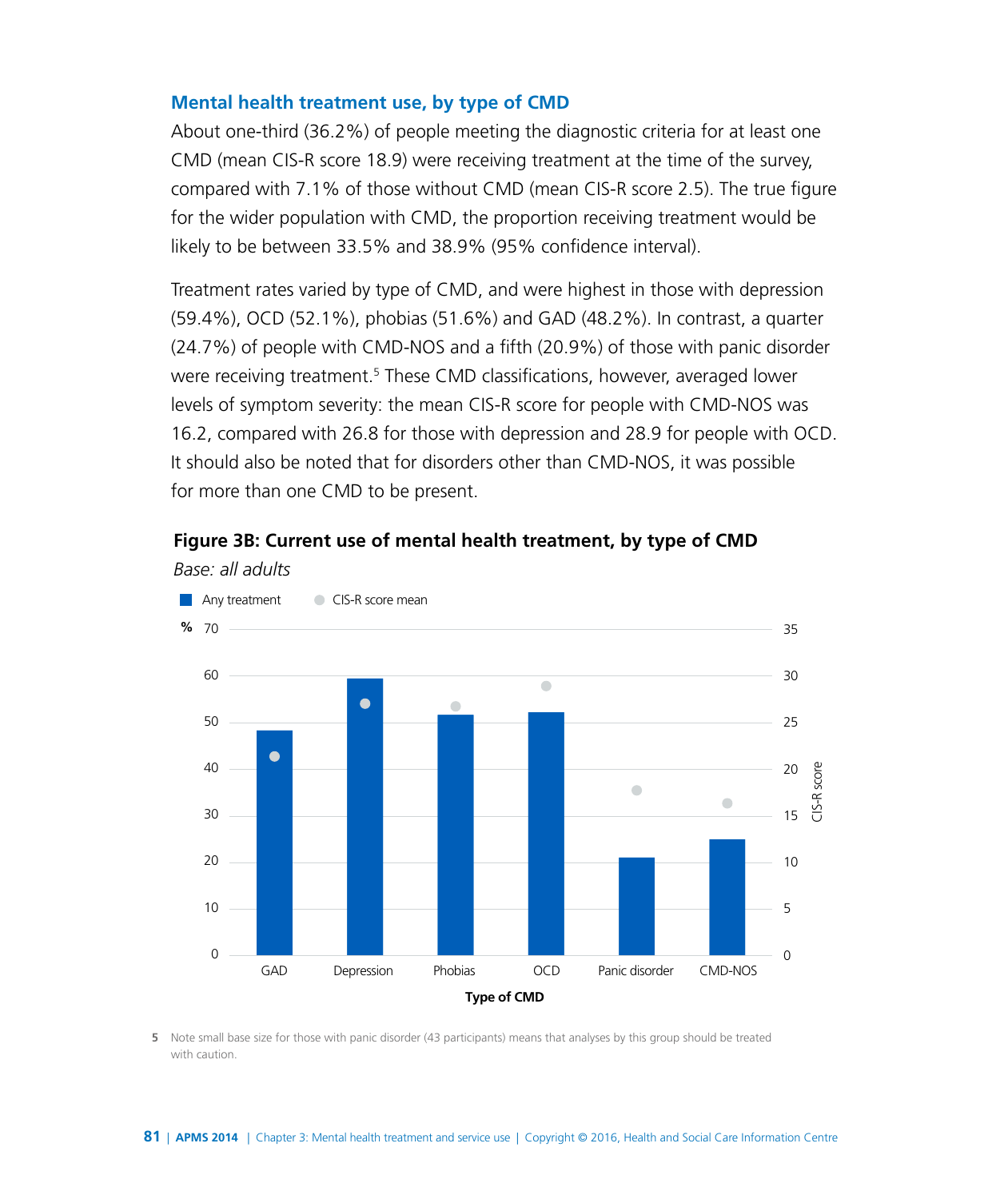## Mental health treatment use, by type of CMD

About one-third (36.2%) of people meeting the diagnostic criteria for at least one CMD (mean CIS-R score 18.9) were receiving treatment at the time of the survey, compared with 7.1% of those without CMD (mean CIS-R score 2.5). The true figure for the wider population with CMD, the proportion receiving treatment would be likely to be between 33.5% and 38.9% (95% confidence interval).

Treatment rates varied by type of CMD, and were highest in those with depression (59.4%), OCD (52.1%), phobias (51.6%) and GAD (48.2%). In contrast, a quarter (24.7%) of people with CMD-NOS and a fifth (20.9%) of those with panic disorder were receiving treatment.[5] These CMD classifications, however, averaged lower levels of symptom severity: the mean CIS-R score for people with CMD-NOS was 16.2, compared with 26.8 for those with depression and 28.9 for people with OCD. It should also be noted that for disorders other than CMD-NOS, it was possible for more than one CMD to be present.

**Figure 3B: Current use of mental health treatment, by type of CMD**

*Base: all adults*

| Type of CMD | Any treatment (%) |
|---|---|
| GAD | 48.2 |
| Depression | 59.4 |
| Phobias | 51.6 |
| OCD | 52.1 |
| Panic disorder | 20.9 |
| CMD-NOS | 24.7 |

Legend: Any treatment (bars, left axis %, 0–70); CIS-R score mean (dots, right axis CIS-R score, 0–35). X-axis: Type of CMD.

5 Note small base size for those with panic disorder (43 participants) means that analyses by this group should be treated with caution.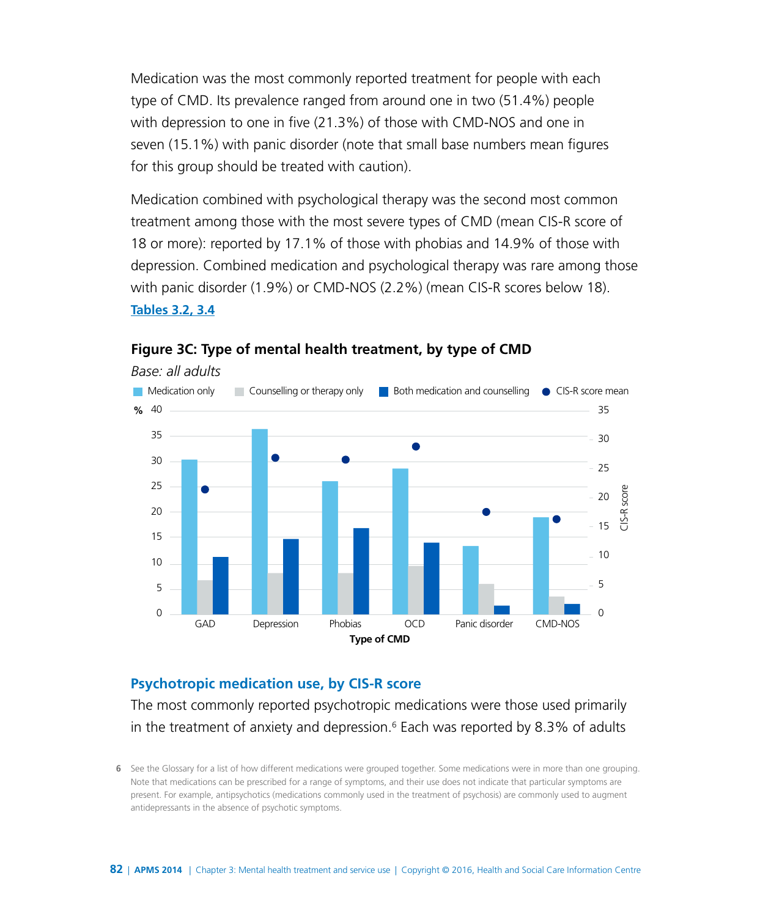Medication was the most commonly reported treatment for people with each type of CMD. Its prevalence ranged from around one in two (51.4%) people with depression to one in five (21.3%) of those with CMD-NOS and one in seven (15.1%) with panic disorder (note that small base numbers mean figures for this group should be treated with caution).

Medication combined with psychological therapy was the second most common treatment among those with the most severe types of CMD (mean CIS-R score of 18 or more): reported by 17.1% of those with phobias and 14.9% of those with depression. Combined medication and psychological therapy was rare among those with panic disorder (1.9%) or CMD-NOS (2.2%) (mean CIS-R scores below 18). **Tables 3.2, 3.4**

**Figure 3C: Type of mental health treatment, by type of CMD**

*Base: all adults*

## Psychotropic medication use, by CIS-R score

The most commonly reported psychotropic medications were those used primarily in the treatment of anxiety and depression.[6] Each was reported by 8.3% of adults

6 See the Glossary for a list of how different medications were grouped together. Some medications were in more than one grouping. Note that medications can be prescribed for a range of symptoms, and their use does not indicate that particular symptoms are present. For example, antipsychotics (medications commonly used in the treatment of psychosis) are commonly used to augment antidepressants in the absence of psychotic symptoms.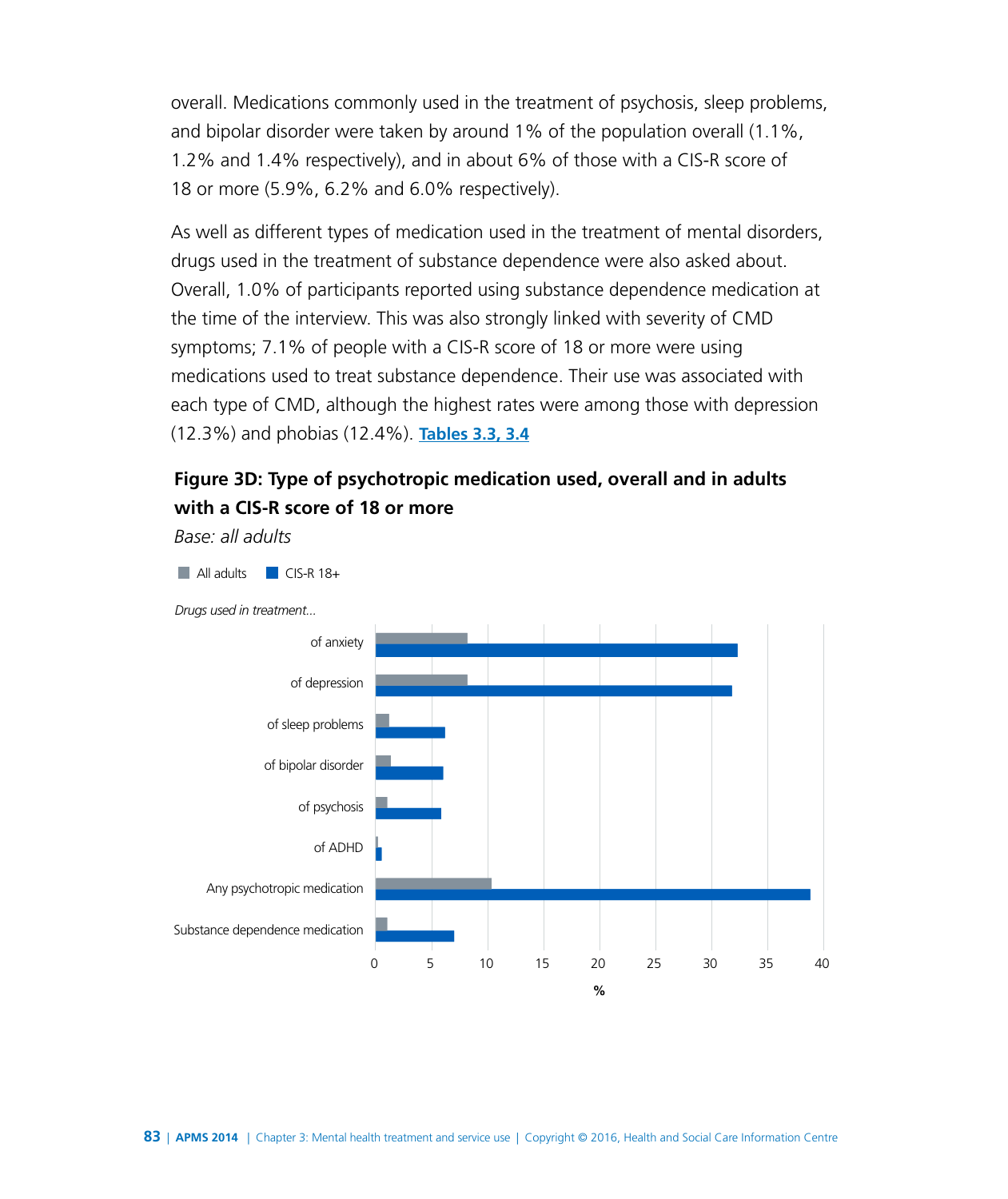overall. Medications commonly used in the treatment of psychosis, sleep problems, and bipolar disorder were taken by around 1% of the population overall (1.1%, 1.2% and 1.4% respectively), and in about 6% of those with a CIS-R score of 18 or more (5.9%, 6.2% and 6.0% respectively).

As well as different types of medication used in the treatment of mental disorders, drugs used in the treatment of substance dependence were also asked about. Overall, 1.0% of participants reported using substance dependence medication at the time of the interview. This was also strongly linked with severity of CMD symptoms; 7.1% of people with a CIS-R score of 18 or more were using medications used to treat substance dependence. Their use was associated with each type of CMD, although the highest rates were among those with depression (12.3%) and phobias (12.4%). **Tables 3.3, 3.4**

**Figure 3D: Type of psychotropic medication used, overall and in adults with a CIS-R score of 18 or more**

*Base: all adults*

All adults | CIS-R 18+

*Drugs used in treatment...*

- of anxiety
- of depression
- of sleep problems
- of bipolar disorder
- of psychosis
- of ADHD
- Any psychotropic medication
- Substance dependence medication

0 5 10 15 20 25 30 35 40

%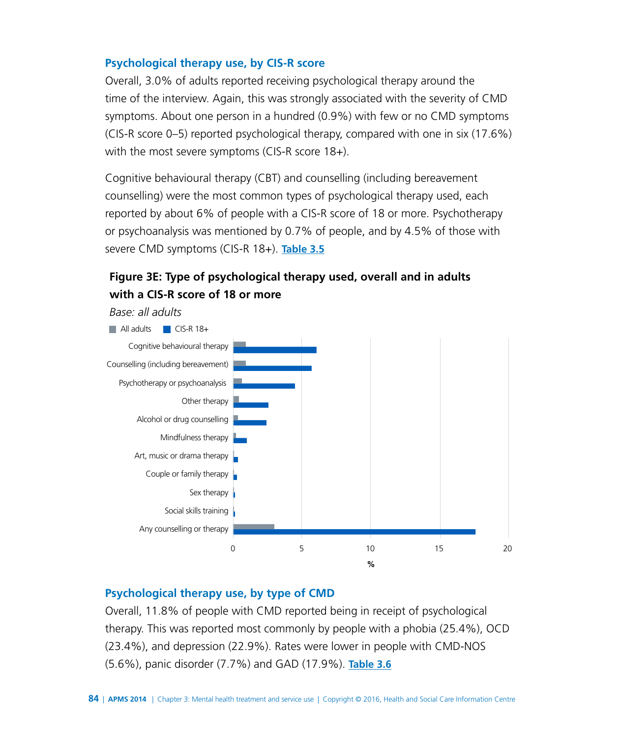### Psychological therapy use, by CIS-R score

Overall, 3.0% of adults reported receiving psychological therapy around the time of the interview. Again, this was strongly associated with the severity of CMD symptoms. About one person in a hundred (0.9%) with few or no CMD symptoms (CIS-R score 0–5) reported psychological therapy, compared with one in six (17.6%) with the most severe symptoms (CIS-R score 18+).

Cognitive behavioural therapy (CBT) and counselling (including bereavement counselling) were the most common types of psychological therapy used, each reported by about 6% of people with a CIS-R score of 18 or more. Psychotherapy or psychoanalysis was mentioned by 0.7% of people, and by 4.5% of those with severe CMD symptoms (CIS-R 18+). **Table 3.5**

**Figure 3E: Type of psychological therapy used, overall and in adults with a CIS-R score of 18 or more**

*Base: all adults*

All adults | CIS-R 18+

Cognitive behavioural therapy
Counselling (including bereavement)
Psychotherapy or psychoanalysis
Other therapy
Alcohol or drug counselling
Mindfulness therapy
Art, music or drama therapy
Couple or family therapy
Sex therapy
Social skills training
Any counselling or therapy

0 5 10 15 20

%

### Psychological therapy use, by type of CMD

Overall, 11.8% of people with CMD reported being in receipt of psychological therapy. This was reported most commonly by people with a phobia (25.4%), OCD (23.4%), and depression (22.9%). Rates were lower in people with CMD-NOS (5.6%), panic disorder (7.7%) and GAD (17.9%). **Table 3.6**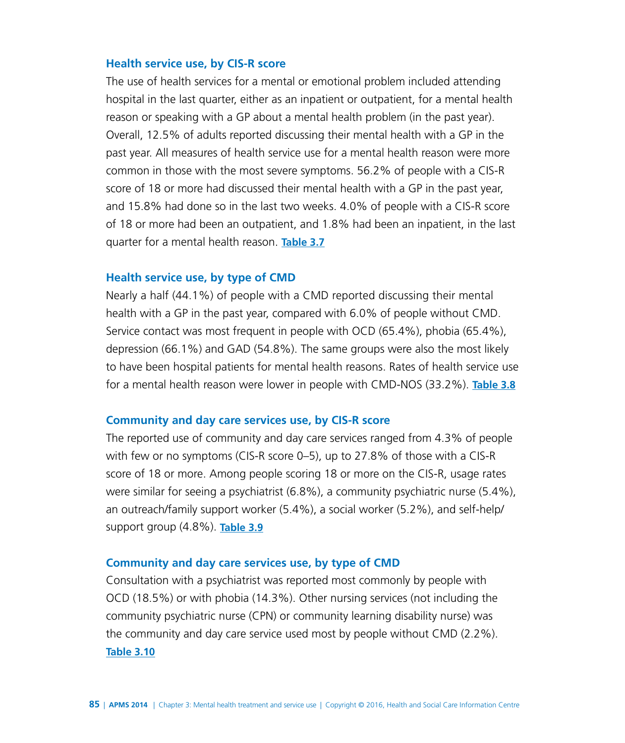### Health service use, by CIS-R score

The use of health services for a mental or emotional problem included attending hospital in the last quarter, either as an inpatient or outpatient, for a mental health reason or speaking with a GP about a mental health problem (in the past year). Overall, 12.5% of adults reported discussing their mental health with a GP in the past year. All measures of health service use for a mental health reason were more common in those with the most severe symptoms. 56.2% of people with a CIS-R score of 18 or more had discussed their mental health with a GP in the past year, and 15.8% had done so in the last two weeks. 4.0% of people with a CIS-R score of 18 or more had been an outpatient, and 1.8% had been an inpatient, in the last quarter for a mental health reason. **Table 3.7**

### Health service use, by type of CMD

Nearly a half (44.1%) of people with a CMD reported discussing their mental health with a GP in the past year, compared with 6.0% of people without CMD. Service contact was most frequent in people with OCD (65.4%), phobia (65.4%), depression (66.1%) and GAD (54.8%). The same groups were also the most likely to have been hospital patients for mental health reasons. Rates of health service use for a mental health reason were lower in people with CMD-NOS (33.2%). **Table 3.8**

### Community and day care services use, by CIS-R score

The reported use of community and day care services ranged from 4.3% of people with few or no symptoms (CIS-R score 0–5), up to 27.8% of those with a CIS-R score of 18 or more. Among people scoring 18 or more on the CIS-R, usage rates were similar for seeing a psychiatrist (6.8%), a community psychiatric nurse (5.4%), an outreach/family support worker (5.4%), a social worker (5.2%), and self-help/support group (4.8%). **Table 3.9**

### Community and day care services use, by type of CMD

Consultation with a psychiatrist was reported most commonly by people with OCD (18.5%) or with phobia (14.3%). Other nursing services (not including the community psychiatric nurse (CPN) or community learning disability nurse) was the community and day care service used most by people without CMD (2.2%). **Table 3.10**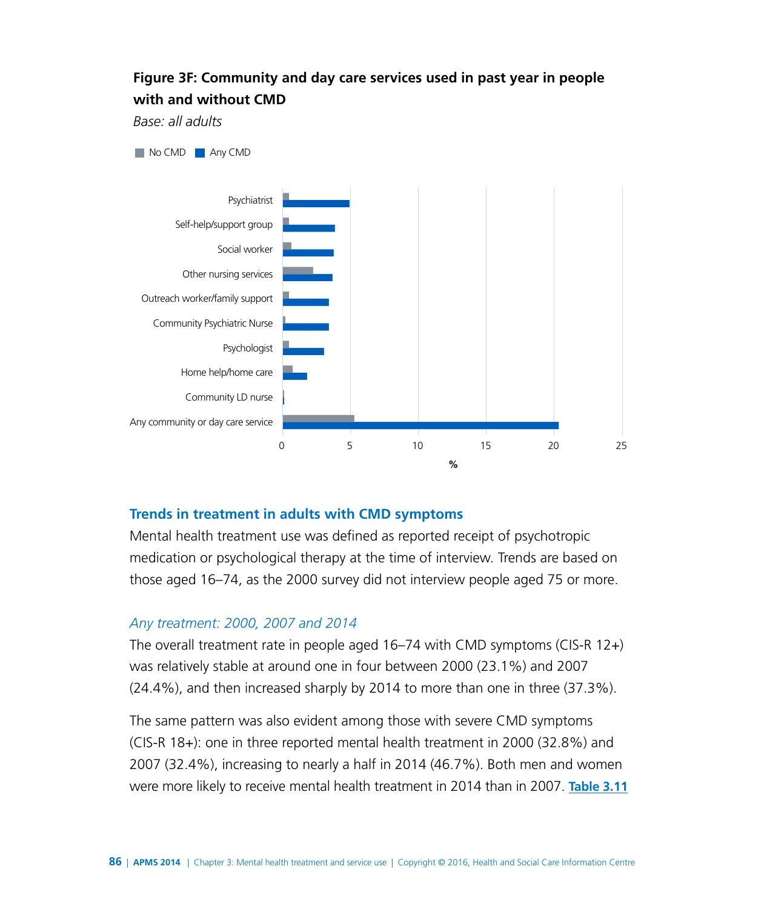**Figure 3F: Community and day care services used in past year in people with and without CMD**

*Base: all adults*

No CMD | Any CMD

Psychiatrist
Self-help/support group
Social worker
Other nursing services
Outreach worker/family support
Community Psychiatric Nurse
Psychologist
Home help/home care
Community LD nurse
Any community or day care service

0 5 10 15 20 25

%

## Trends in treatment in adults with CMD symptoms

Mental health treatment use was defined as reported receipt of psychotropic medication or psychological therapy at the time of interview. Trends are based on those aged 16–74, as the 2000 survey did not interview people aged 75 or more.

### *Any treatment: 2000, 2007 and 2014*

The overall treatment rate in people aged 16–74 with CMD symptoms (CIS-R 12+) was relatively stable at around one in four between 2000 (23.1%) and 2007 (24.4%), and then increased sharply by 2014 to more than one in three (37.3%).

The same pattern was also evident among those with severe CMD symptoms (CIS-R 18+): one in three reported mental health treatment in 2000 (32.8%) and 2007 (32.4%), increasing to nearly a half in 2014 (46.7%). Both men and women were more likely to receive mental health treatment in 2014 than in 2007. **Table 3.11**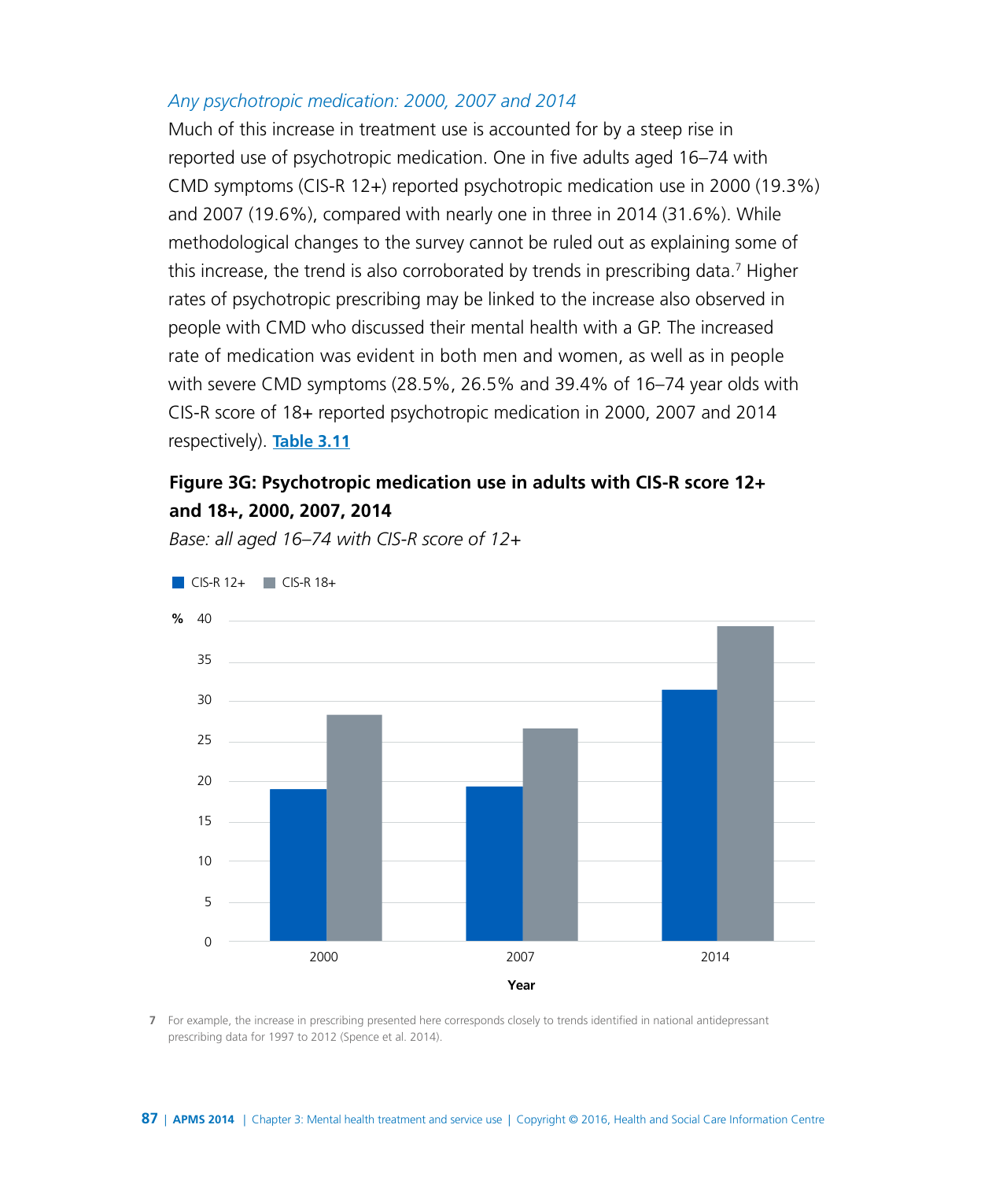*Any psychotropic medication: 2000, 2007 and 2014*

Much of this increase in treatment use is accounted for by a steep rise in reported use of psychotropic medication. One in five adults aged 16–74 with CMD symptoms (CIS-R 12+) reported psychotropic medication use in 2000 (19.3%) and 2007 (19.6%), compared with nearly one in three in 2014 (31.6%). While methodological changes to the survey cannot be ruled out as explaining some of this increase, the trend is also corroborated by trends in prescribing data.[7] Higher rates of psychotropic prescribing may be linked to the increase also observed in people with CMD who discussed their mental health with a GP. The increased rate of medication was evident in both men and women, as well as in people with severe CMD symptoms (28.5%, 26.5% and 39.4% of 16–74 year olds with CIS-R score of 18+ reported psychotropic medication in 2000, 2007 and 2014 respectively). **Table 3.11**

**Figure 3G: Psychotropic medication use in adults with CIS-R score 12+ and 18+, 2000, 2007, 2014**

*Base: all aged 16–74 with CIS-R score of 12+*

[7] For example, the increase in prescribing presented here corresponds closely to trends identified in national antidepressant prescribing data for 1997 to 2012 (Spence et al. 2014).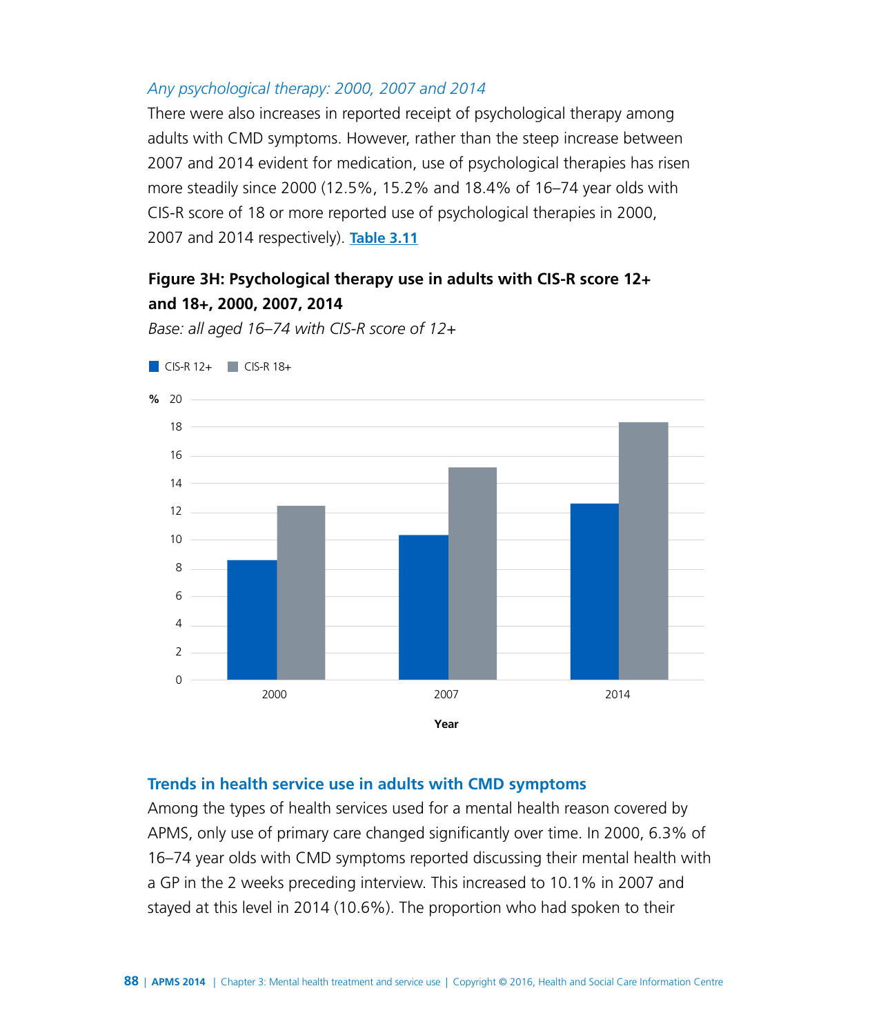*Any psychological therapy: 2000, 2007 and 2014*

There were also increases in reported receipt of psychological therapy among adults with CMD symptoms. However, rather than the steep increase between 2007 and 2014 evident for medication, use of psychological therapies has risen more steadily since 2000 (12.5%, 15.2% and 18.4% of 16–74 year olds with CIS-R score of 18 or more reported use of psychological therapies in 2000, 2007 and 2014 respectively). **Table 3.11**

**Figure 3H: Psychological therapy use in adults with CIS-R score 12+ and 18+, 2000, 2007, 2014**

*Base: all aged 16–74 with CIS-R score of 12+*

### Trends in health service use in adults with CMD symptoms

Among the types of health services used for a mental health reason covered by APMS, only use of primary care changed significantly over time. In 2000, 6.3% of 16–74 year olds with CMD symptoms reported discussing their mental health with a GP in the 2 weeks preceding interview. This increased to 10.1% in 2007 and stayed at this level in 2014 (10.6%). The proportion who had spoken to their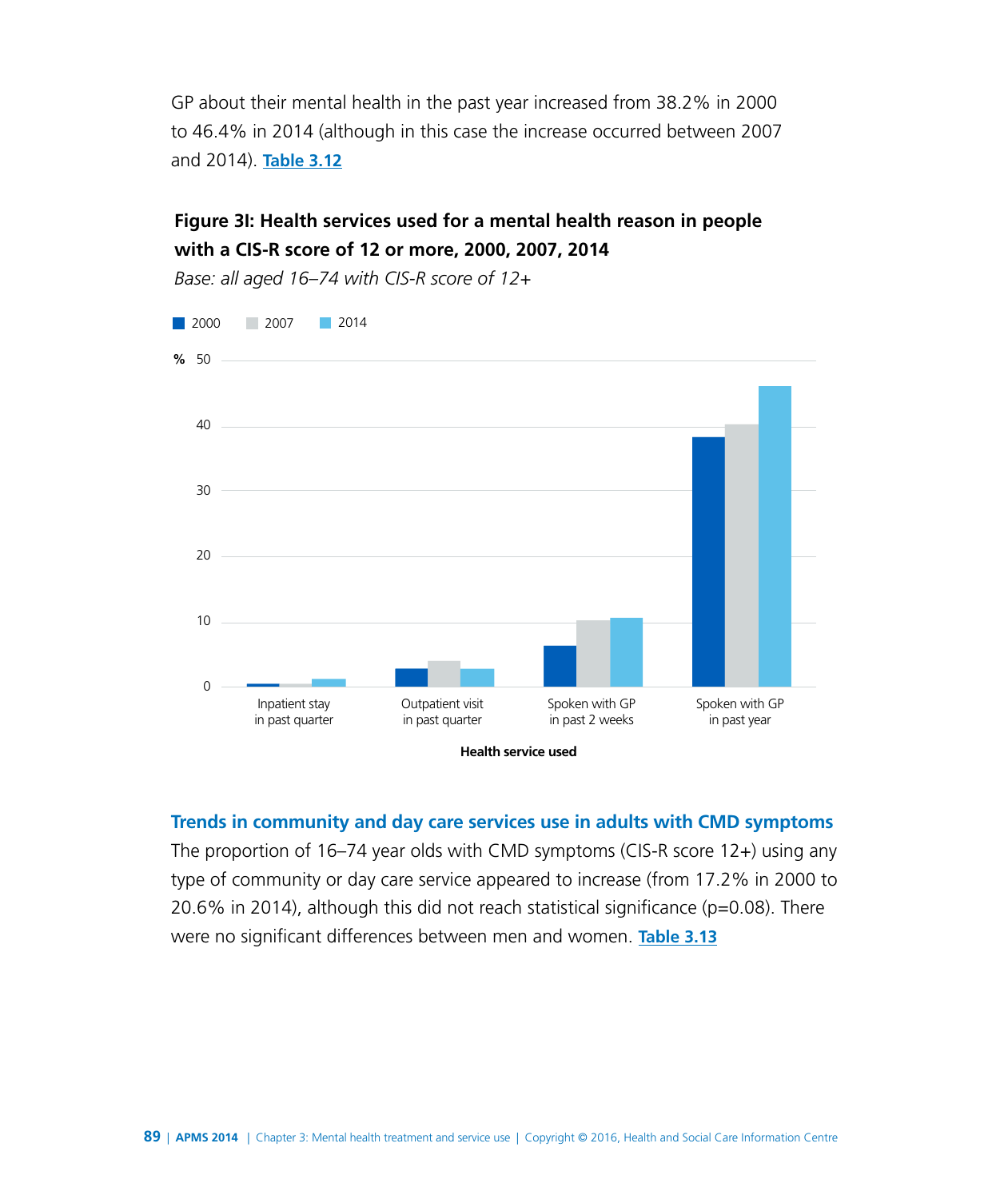GP about their mental health in the past year increased from 38.2% in 2000 to 46.4% in 2014 (although in this case the increase occurred between 2007 and 2014). **Table 3.12**

**Figure 3I: Health services used for a mental health reason in people with a CIS-R score of 12 or more, 2000, 2007, 2014**

*Base: all aged 16–74 with CIS-R score of 12+*

### Trends in community and day care services use in adults with CMD symptoms

The proportion of 16–74 year olds with CMD symptoms (CIS-R score 12+) using any type of community or day care service appeared to increase (from 17.2% in 2000 to 20.6% in 2014), although this did not reach statistical significance (p=0.08). There were no significant differences between men and women. **Table 3.13**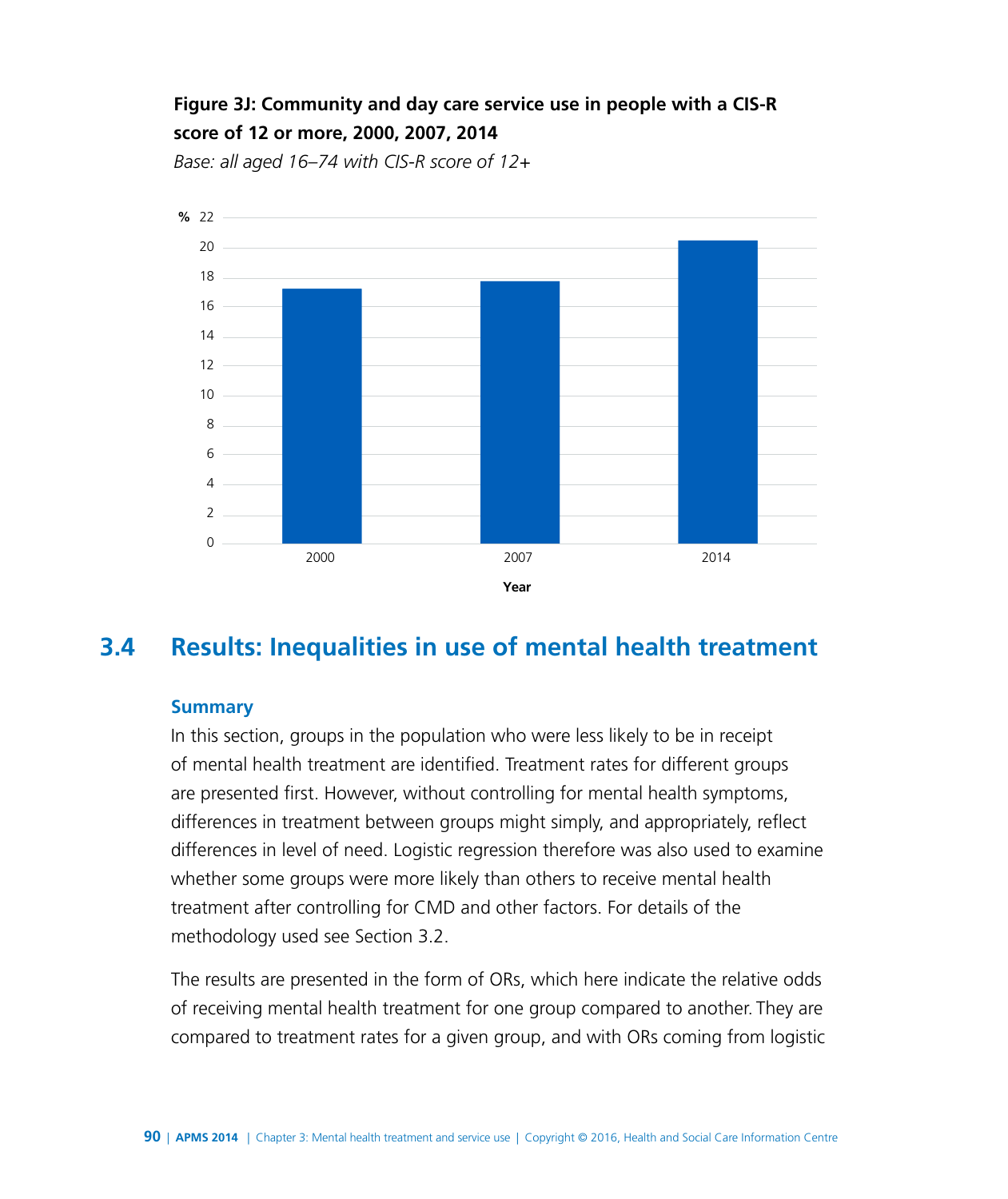**Figure 3J: Community and day care service use in people with a CIS-R score of 12 or more, 2000, 2007, 2014**

*Base: all aged 16–74 with CIS-R score of 12+*

| Year | % |
|---|---|
| 2000 | 17.3 |
| 2007 | 17.8 |
| 2014 | 20.5 |

## 3.4 Results: Inequalities in use of mental health treatment

### Summary

In this section, groups in the population who were less likely to be in receipt of mental health treatment are identified. Treatment rates for different groups are presented first. However, without controlling for mental health symptoms, differences in treatment between groups might simply, and appropriately, reflect differences in level of need. Logistic regression therefore was also used to examine whether some groups were more likely than others to receive mental health treatment after controlling for CMD and other factors. For details of the methodology used see Section 3.2.

The results are presented in the form of ORs, which here indicate the relative odds of receiving mental health treatment for one group compared to another. They are compared to treatment rates for a given group, and with ORs coming from logistic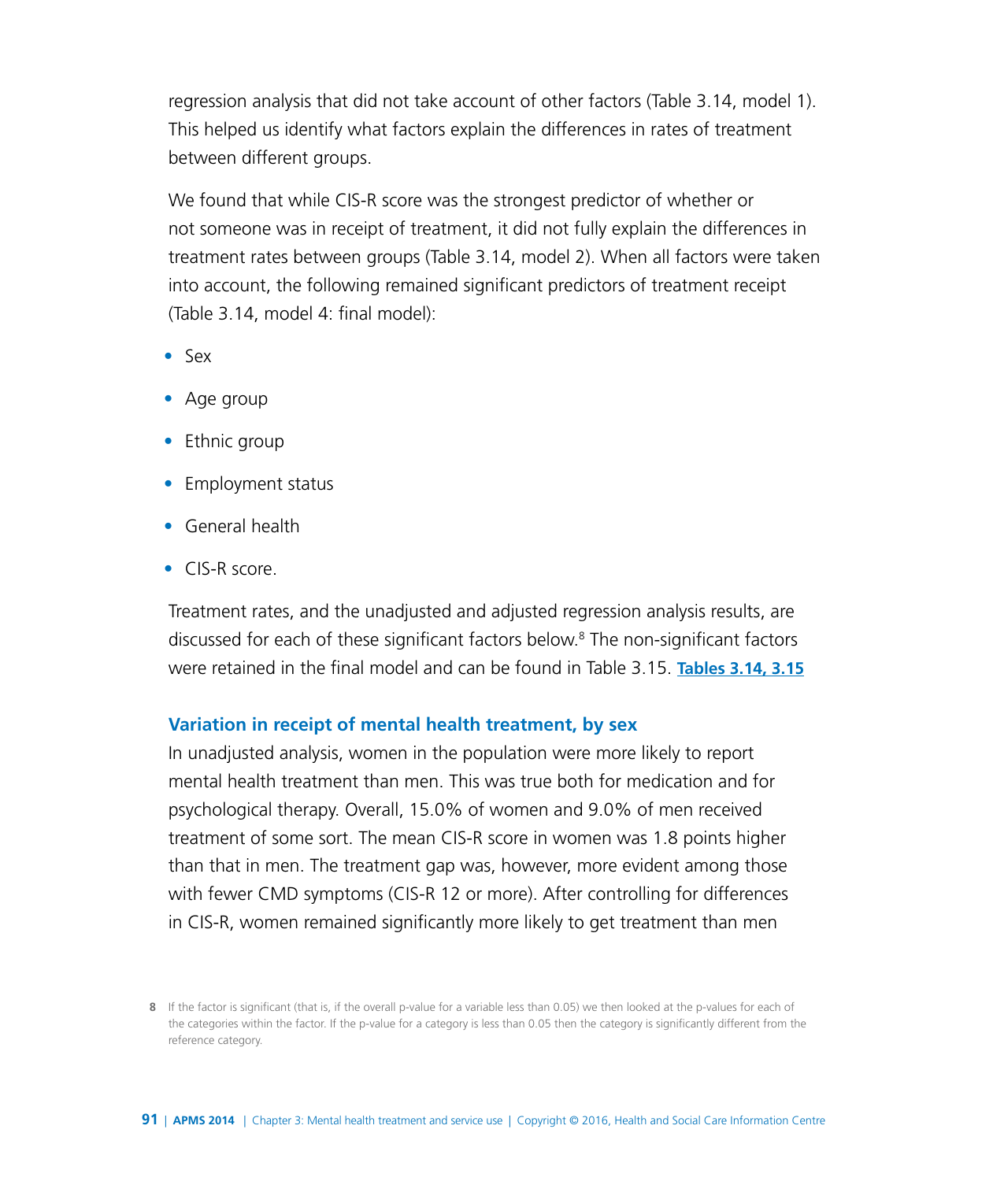regression analysis that did not take account of other factors (Table 3.14, model 1). This helped us identify what factors explain the differences in rates of treatment between different groups.

We found that while CIS-R score was the strongest predictor of whether or not someone was in receipt of treatment, it did not fully explain the differences in treatment rates between groups (Table 3.14, model 2). When all factors were taken into account, the following remained significant predictors of treatment receipt (Table 3.14, model 4: final model):

- Sex
- Age group
- Ethnic group
- Employment status
- General health
- CIS-R score.

Treatment rates, and the unadjusted and adjusted regression analysis results, are discussed for each of these significant factors below.[8] The non-significant factors were retained in the final model and can be found in Table 3.15. **Tables 3.14, 3.15**

### Variation in receipt of mental health treatment, by sex

In unadjusted analysis, women in the population were more likely to report mental health treatment than men. This was true both for medication and for psychological therapy. Overall, 15.0% of women and 9.0% of men received treatment of some sort. The mean CIS-R score in women was 1.8 points higher than that in men. The treatment gap was, however, more evident among those with fewer CMD symptoms (CIS-R 12 or more). After controlling for differences in CIS-R, women remained significantly more likely to get treatment than men

[8] If the factor is significant (that is, if the overall p-value for a variable less than 0.05) we then looked at the p-values for each of the categories within the factor. If the p-value for a category is less than 0.05 then the category is significantly different from the reference category.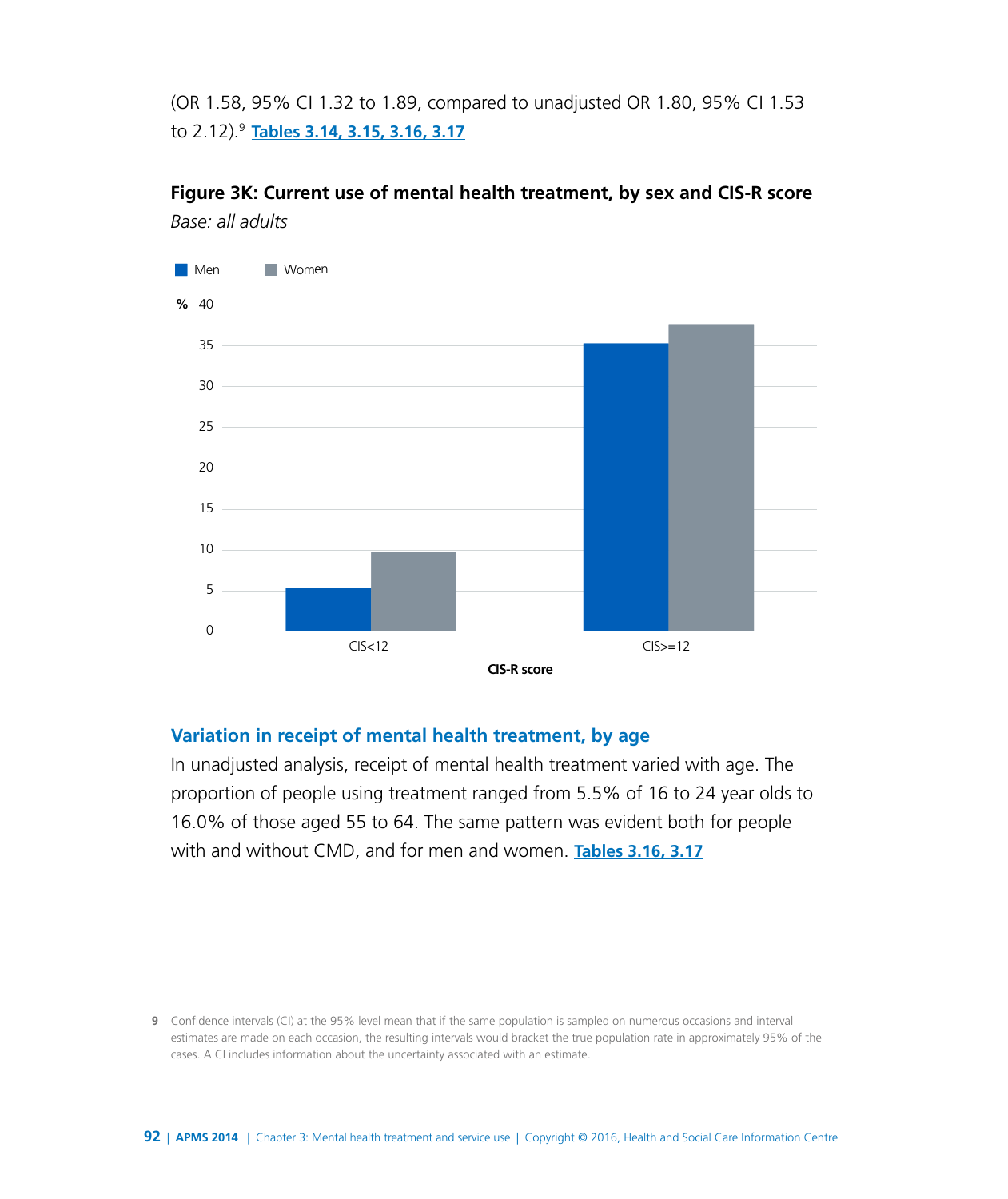(OR 1.58, 95% CI 1.32 to 1.89, compared to unadjusted OR 1.80, 95% CI 1.53 to 2.12).[9] **Tables 3.14, 3.15, 3.16, 3.17**

**Figure 3K: Current use of mental health treatment, by sex and CIS-R score**

*Base: all adults*

## Variation in receipt of mental health treatment, by age

In unadjusted analysis, receipt of mental health treatment varied with age. The proportion of people using treatment ranged from 5.5% of 16 to 24 year olds to 16.0% of those aged 55 to 64. The same pattern was evident both for people with and without CMD, and for men and women. **Tables 3.16, 3.17**

9 Confidence intervals (CI) at the 95% level mean that if the same population is sampled on numerous occasions and interval estimates are made on each occasion, the resulting intervals would bracket the true population rate in approximately 95% of the cases. A CI includes information about the uncertainty associated with an estimate.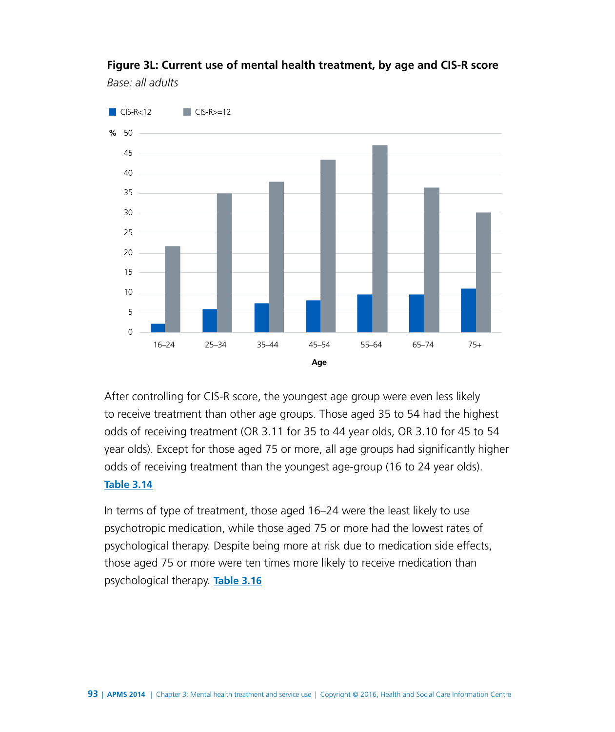**Figure 3L: Current use of mental health treatment, by age and CIS-R score**

*Base: all adults*

After controlling for CIS-R score, the youngest age group were even less likely to receive treatment than other age groups. Those aged 35 to 54 had the highest odds of receiving treatment (OR 3.11 for 35 to 44 year olds, OR 3.10 for 45 to 54 year olds). Except for those aged 75 or more, all age groups had significantly higher odds of receiving treatment than the youngest age-group (16 to 24 year olds). Table 3.14

In terms of type of treatment, those aged 16–24 were the least likely to use psychotropic medication, while those aged 75 or more had the lowest rates of psychological therapy. Despite being more at risk due to medication side effects, those aged 75 or more were ten times more likely to receive medication than psychological therapy. Table 3.16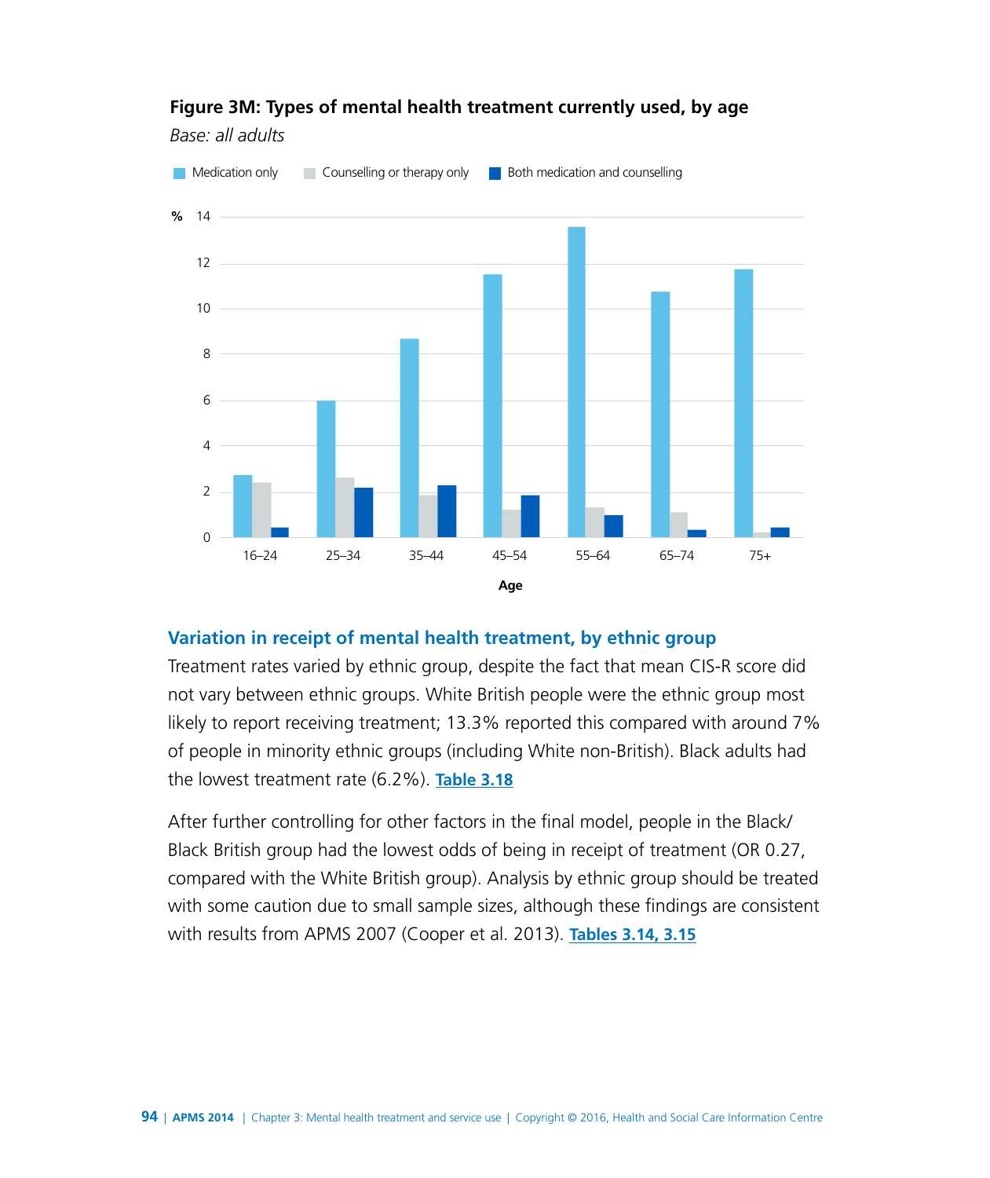**Figure 3M: Types of mental health treatment currently used, by age**

*Base: all adults*

## Variation in receipt of mental health treatment, by ethnic group

Treatment rates varied by ethnic group, despite the fact that mean CIS-R score did not vary between ethnic groups. White British people were the ethnic group most likely to report receiving treatment; 13.3% reported this compared with around 7% of people in minority ethnic groups (including White non-British). Black adults had the lowest treatment rate (6.2%). **Table 3.18**

After further controlling for other factors in the final model, people in the Black/Black British group had the lowest odds of being in receipt of treatment (OR 0.27, compared with the White British group). Analysis by ethnic group should be treated with some caution due to small sample sizes, although these findings are consistent with results from APMS 2007 (Cooper et al. 2013). **Tables 3.14, 3.15**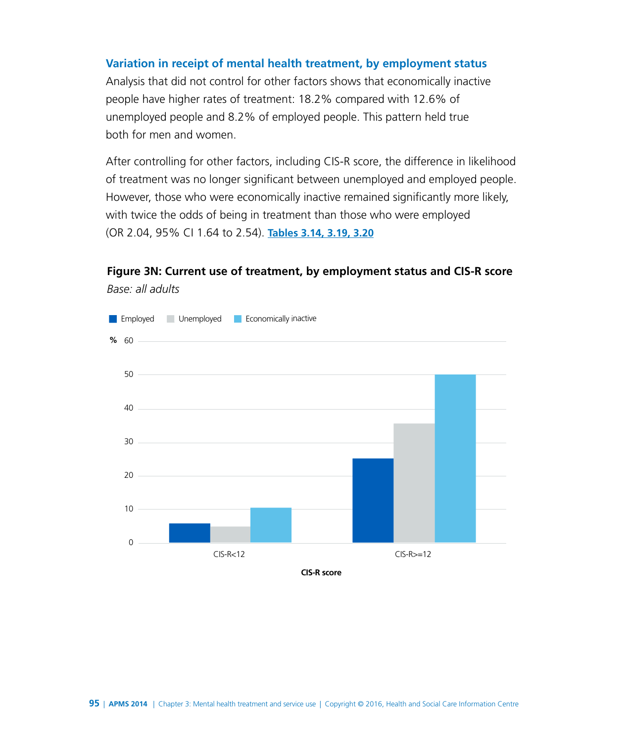### Variation in receipt of mental health treatment, by employment status

Analysis that did not control for other factors shows that economically inactive people have higher rates of treatment: 18.2% compared with 12.6% of unemployed people and 8.2% of employed people. This pattern held true both for men and women.

After controlling for other factors, including CIS-R score, the difference in likelihood of treatment was no longer significant between unemployed and employed people. However, those who were economically inactive remained significantly more likely, with twice the odds of being in treatment than those who were employed (OR 2.04, 95% CI 1.64 to 2.54). **Tables 3.14, 3.19, 3.20**

**Figure 3N: Current use of treatment, by employment status and CIS-R score**

*Base: all adults*

Employed | Unemployed | Economically inactive

%

CIS-R<12 | CIS-R>=12

CIS-R score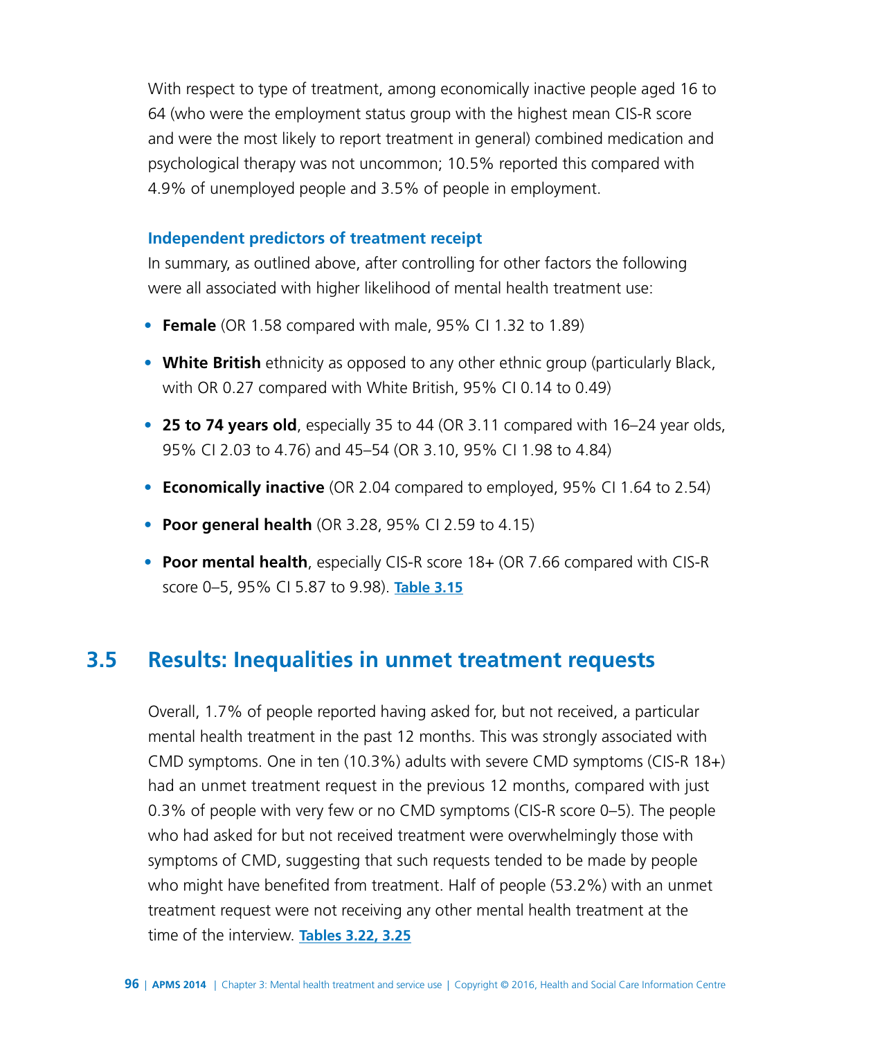With respect to type of treatment, among economically inactive people aged 16 to 64 (who were the employment status group with the highest mean CIS-R score and were the most likely to report treatment in general) combined medication and psychological therapy was not uncommon; 10.5% reported this compared with 4.9% of unemployed people and 3.5% of people in employment.

### Independent predictors of treatment receipt

In summary, as outlined above, after controlling for other factors the following were all associated with higher likelihood of mental health treatment use:

- **Female** (OR 1.58 compared with male, 95% CI 1.32 to 1.89)
- **White British** ethnicity as opposed to any other ethnic group (particularly Black, with OR 0.27 compared with White British, 95% CI 0.14 to 0.49)
- **25 to 74 years old**, especially 35 to 44 (OR 3.11 compared with 16–24 year olds, 95% CI 2.03 to 4.76) and 45–54 (OR 3.10, 95% CI 1.98 to 4.84)
- **Economically inactive** (OR 2.04 compared to employed, 95% CI 1.64 to 2.54)
- **Poor general health** (OR 3.28, 95% CI 2.59 to 4.15)
- **Poor mental health**, especially CIS-R score 18+ (OR 7.66 compared with CIS-R score 0–5, 95% CI 5.87 to 9.98). **Table 3.15**

## 3.5 Results: Inequalities in unmet treatment requests

Overall, 1.7% of people reported having asked for, but not received, a particular mental health treatment in the past 12 months. This was strongly associated with CMD symptoms. One in ten (10.3%) adults with severe CMD symptoms (CIS-R 18+) had an unmet treatment request in the previous 12 months, compared with just 0.3% of people with very few or no CMD symptoms (CIS-R score 0–5). The people who had asked for but not received treatment were overwhelmingly those with symptoms of CMD, suggesting that such requests tended to be made by people who might have benefited from treatment. Half of people (53.2%) with an unmet treatment request were not receiving any other mental health treatment at the time of the interview. **Tables 3.22, 3.25**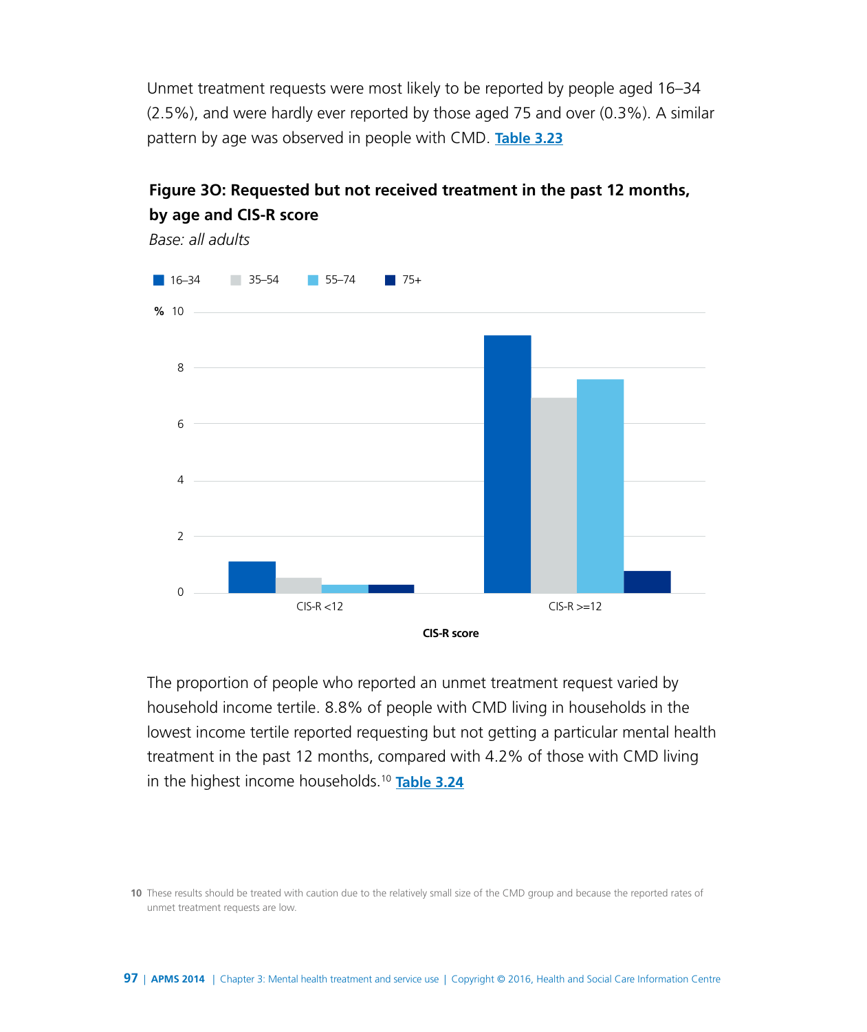Unmet treatment requests were most likely to be reported by people aged 16–34 (2.5%), and were hardly ever reported by those aged 75 and over (0.3%). A similar pattern by age was observed in people with CMD. Table 3.23

**Figure 3O: Requested but not received treatment in the past 12 months, by age and CIS-R score**

*Base: all adults*

The proportion of people who reported an unmet treatment request varied by household income tertile. 8.8% of people with CMD living in households in the lowest income tertile reported requesting but not getting a particular mental health treatment in the past 12 months, compared with 4.2% of those with CMD living in the highest income households.[10] Table 3.24

10 These results should be treated with caution due to the relatively small size of the CMD group and because the reported rates of unmet treatment requests are low.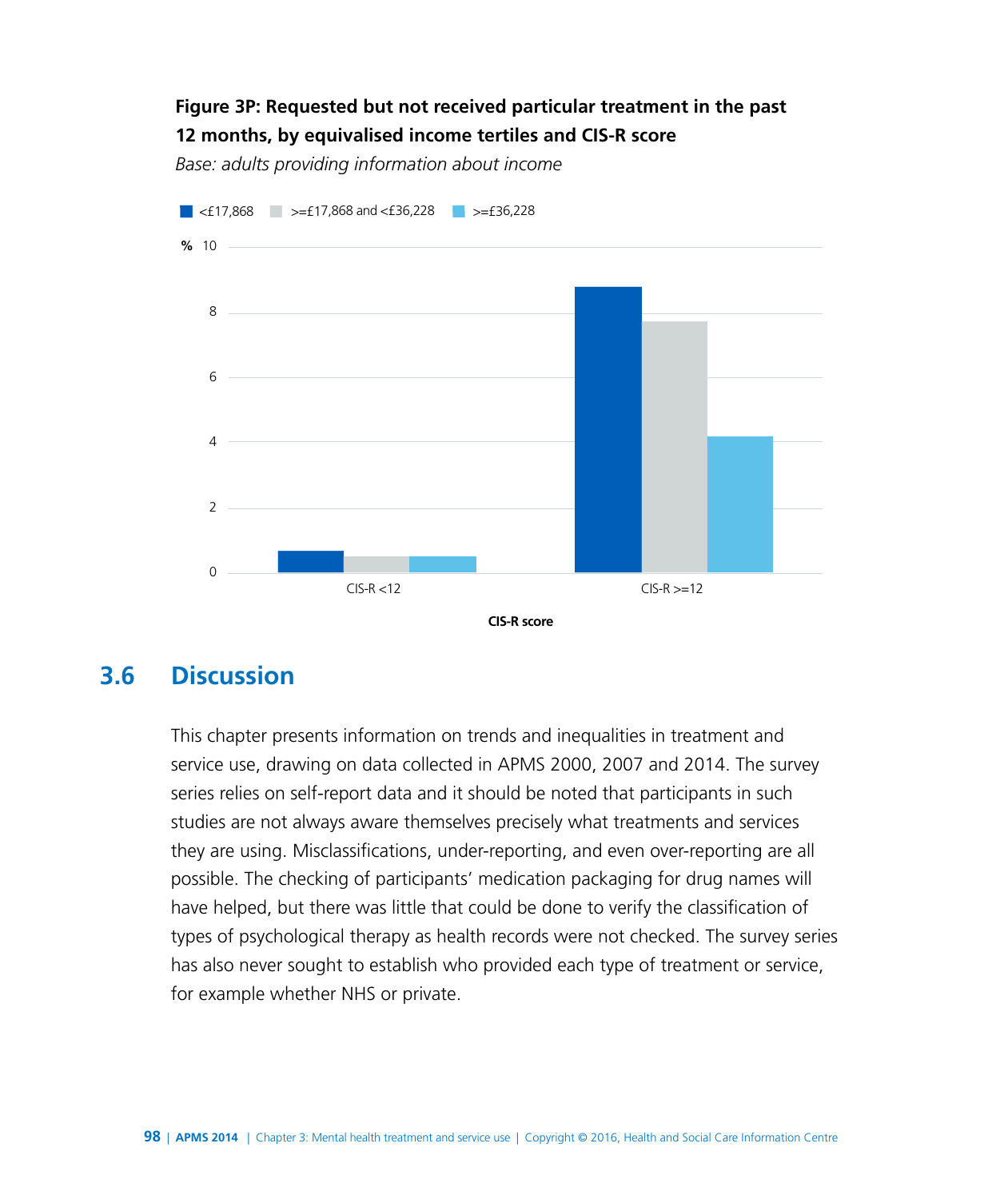**Figure 3P: Requested but not received particular treatment in the past 12 months, by equivalised income tertiles and CIS-R score**

*Base: adults providing information about income*

## 3.6 Discussion

This chapter presents information on trends and inequalities in treatment and service use, drawing on data collected in APMS 2000, 2007 and 2014. The survey series relies on self-report data and it should be noted that participants in such studies are not always aware themselves precisely what treatments and services they are using. Misclassifications, under-reporting, and even over-reporting are all possible. The checking of participants' medication packaging for drug names will have helped, but there was little that could be done to verify the classification of types of psychological therapy as health records were not checked. The survey series has also never sought to establish who provided each type of treatment or service, for example whether NHS or private.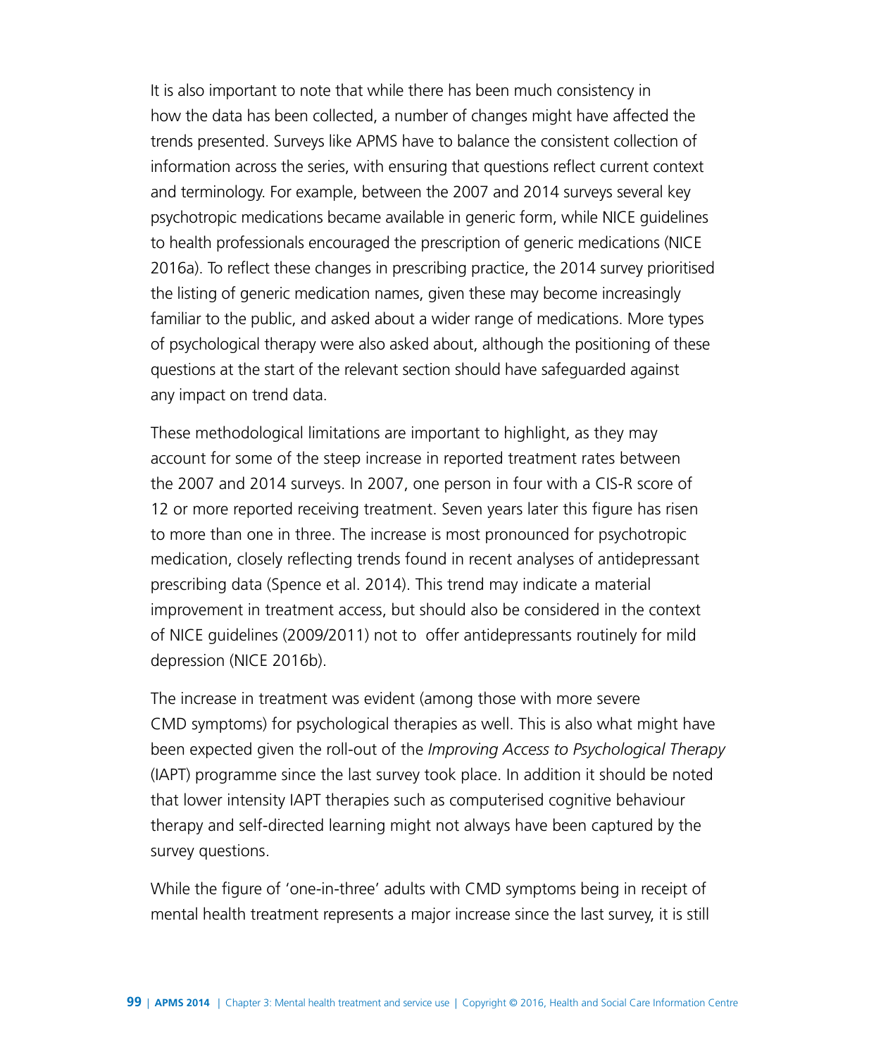It is also important to note that while there has been much consistency in how the data has been collected, a number of changes might have affected the trends presented. Surveys like APMS have to balance the consistent collection of information across the series, with ensuring that questions reflect current context and terminology. For example, between the 2007 and 2014 surveys several key psychotropic medications became available in generic form, while NICE guidelines to health professionals encouraged the prescription of generic medications (NICE 2016a). To reflect these changes in prescribing practice, the 2014 survey prioritised the listing of generic medication names, given these may become increasingly familiar to the public, and asked about a wider range of medications. More types of psychological therapy were also asked about, although the positioning of these questions at the start of the relevant section should have safeguarded against any impact on trend data.

These methodological limitations are important to highlight, as they may account for some of the steep increase in reported treatment rates between the 2007 and 2014 surveys. In 2007, one person in four with a CIS-R score of 12 or more reported receiving treatment. Seven years later this figure has risen to more than one in three. The increase is most pronounced for psychotropic medication, closely reflecting trends found in recent analyses of antidepressant prescribing data (Spence et al. 2014). This trend may indicate a material improvement in treatment access, but should also be considered in the context of NICE guidelines (2009/2011) not to offer antidepressants routinely for mild depression (NICE 2016b).

The increase in treatment was evident (among those with more severe CMD symptoms) for psychological therapies as well. This is also what might have been expected given the roll-out of the *Improving Access to Psychological Therapy* (IAPT) programme since the last survey took place. In addition it should be noted that lower intensity IAPT therapies such as computerised cognitive behaviour therapy and self-directed learning might not always have been captured by the survey questions.

While the figure of 'one-in-three' adults with CMD symptoms being in receipt of mental health treatment represents a major increase since the last survey, it is still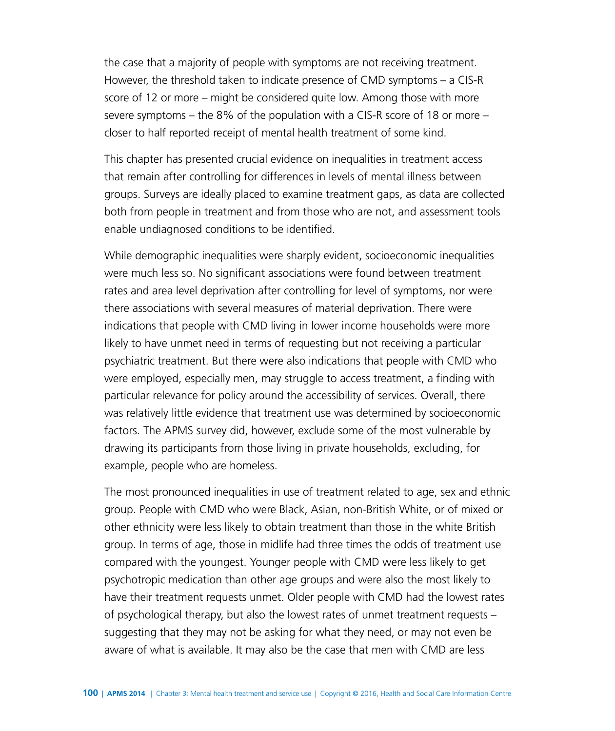the case that a majority of people with symptoms are not receiving treatment. However, the threshold taken to indicate presence of CMD symptoms – a CIS-R score of 12 or more – might be considered quite low. Among those with more severe symptoms – the 8% of the population with a CIS-R score of 18 or more – closer to half reported receipt of mental health treatment of some kind.

This chapter has presented crucial evidence on inequalities in treatment access that remain after controlling for differences in levels of mental illness between groups. Surveys are ideally placed to examine treatment gaps, as data are collected both from people in treatment and from those who are not, and assessment tools enable undiagnosed conditions to be identified.

While demographic inequalities were sharply evident, socioeconomic inequalities were much less so. No significant associations were found between treatment rates and area level deprivation after controlling for level of symptoms, nor were there associations with several measures of material deprivation. There were indications that people with CMD living in lower income households were more likely to have unmet need in terms of requesting but not receiving a particular psychiatric treatment. But there were also indications that people with CMD who were employed, especially men, may struggle to access treatment, a finding with particular relevance for policy around the accessibility of services. Overall, there was relatively little evidence that treatment use was determined by socioeconomic factors. The APMS survey did, however, exclude some of the most vulnerable by drawing its participants from those living in private households, excluding, for example, people who are homeless.

The most pronounced inequalities in use of treatment related to age, sex and ethnic group. People with CMD who were Black, Asian, non-British White, or of mixed or other ethnicity were less likely to obtain treatment than those in the white British group. In terms of age, those in midlife had three times the odds of treatment use compared with the youngest. Younger people with CMD were less likely to get psychotropic medication than other age groups and were also the most likely to have their treatment requests unmet. Older people with CMD had the lowest rates of psychological therapy, but also the lowest rates of unmet treatment requests – suggesting that they may not be asking for what they need, or may not even be aware of what is available. It may also be the case that men with CMD are less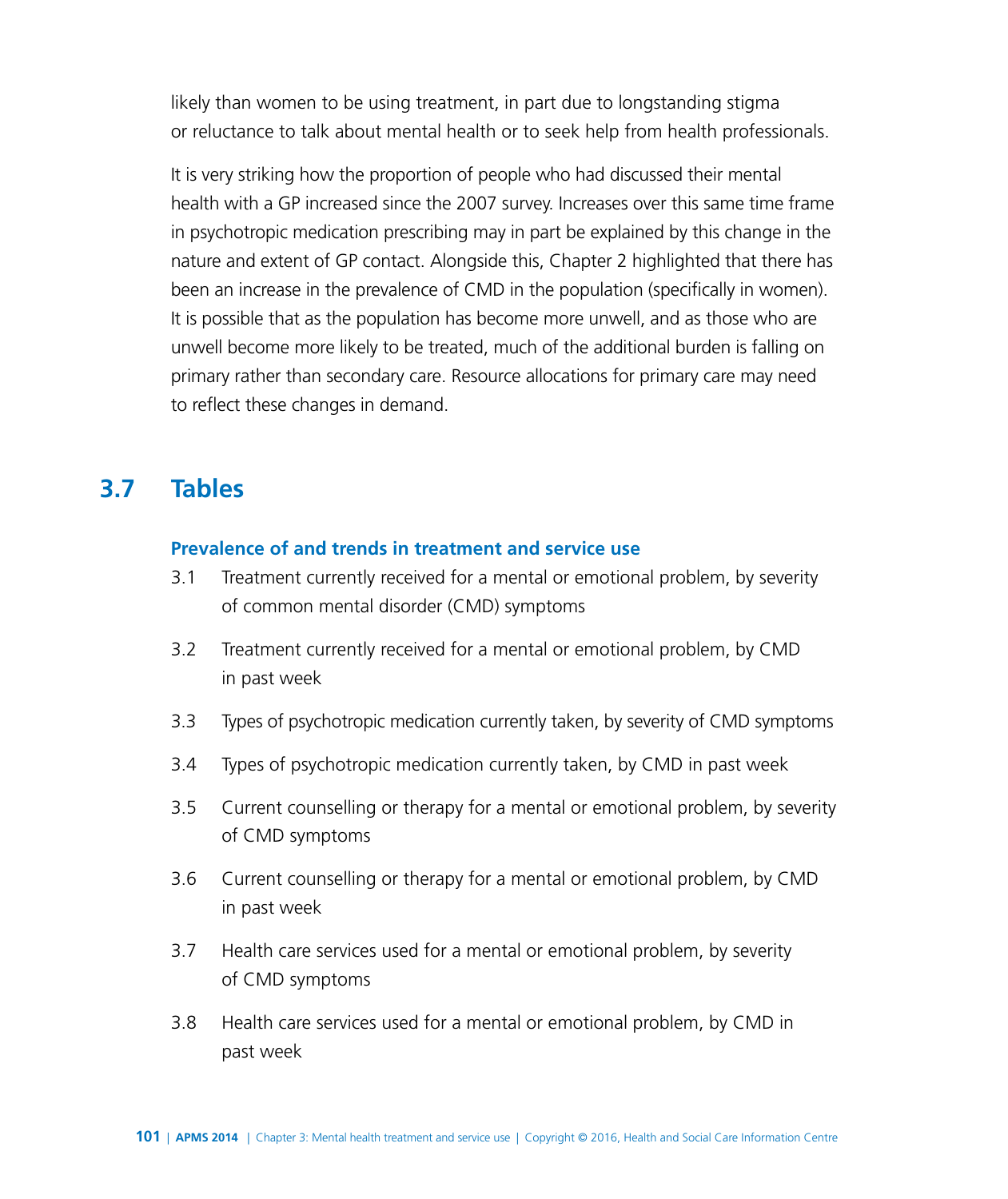likely than women to be using treatment, in part due to longstanding stigma or reluctance to talk about mental health or to seek help from health professionals.

It is very striking how the proportion of people who had discussed their mental health with a GP increased since the 2007 survey. Increases over this same time frame in psychotropic medication prescribing may in part be explained by this change in the nature and extent of GP contact. Alongside this, Chapter 2 highlighted that there has been an increase in the prevalence of CMD in the population (specifically in women). It is possible that as the population has become more unwell, and as those who are unwell become more likely to be treated, much of the additional burden is falling on primary rather than secondary care. Resource allocations for primary care may need to reflect these changes in demand.

## 3.7 Tables

### Prevalence of and trends in treatment and service use

3.1 Treatment currently received for a mental or emotional problem, by severity of common mental disorder (CMD) symptoms

3.2 Treatment currently received for a mental or emotional problem, by CMD in past week

3.3 Types of psychotropic medication currently taken, by severity of CMD symptoms

3.4 Types of psychotropic medication currently taken, by CMD in past week

3.5 Current counselling or therapy for a mental or emotional problem, by severity of CMD symptoms

3.6 Current counselling or therapy for a mental or emotional problem, by CMD in past week

3.7 Health care services used for a mental or emotional problem, by severity of CMD symptoms

3.8 Health care services used for a mental or emotional problem, by CMD in past week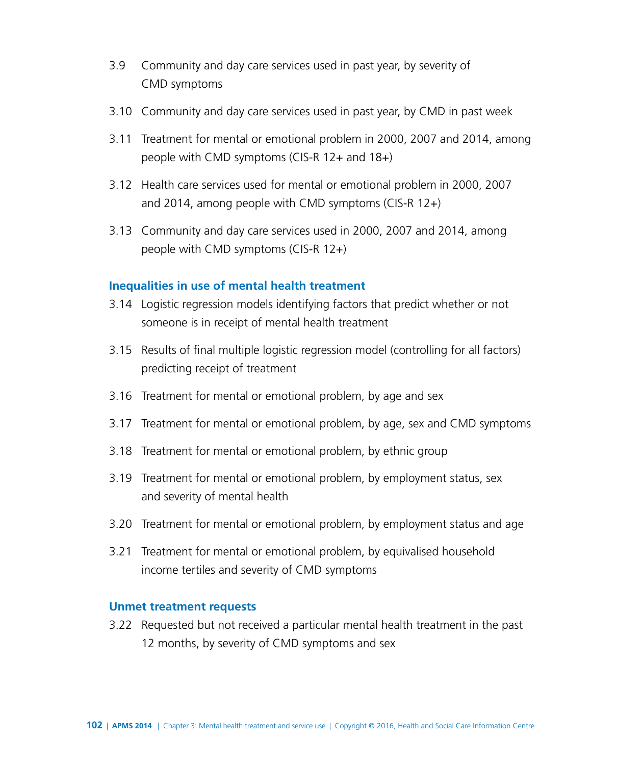3.9 Community and day care services used in past year, by severity of CMD symptoms

3.10 Community and day care services used in past year, by CMD in past week

3.11 Treatment for mental or emotional problem in 2000, 2007 and 2014, among people with CMD symptoms (CIS-R 12+ and 18+)

3.12 Health care services used for mental or emotional problem in 2000, 2007 and 2014, among people with CMD symptoms (CIS-R 12+)

3.13 Community and day care services used in 2000, 2007 and 2014, among people with CMD symptoms (CIS-R 12+)

### Inequalities in use of mental health treatment

3.14 Logistic regression models identifying factors that predict whether or not someone is in receipt of mental health treatment

3.15 Results of final multiple logistic regression model (controlling for all factors) predicting receipt of treatment

3.16 Treatment for mental or emotional problem, by age and sex

3.17 Treatment for mental or emotional problem, by age, sex and CMD symptoms

3.18 Treatment for mental or emotional problem, by ethnic group

3.19 Treatment for mental or emotional problem, by employment status, sex and severity of mental health

3.20 Treatment for mental or emotional problem, by employment status and age

3.21 Treatment for mental or emotional problem, by equivalised household income tertiles and severity of CMD symptoms

### Unmet treatment requests

3.22 Requested but not received a particular mental health treatment in the past 12 months, by severity of CMD symptoms and sex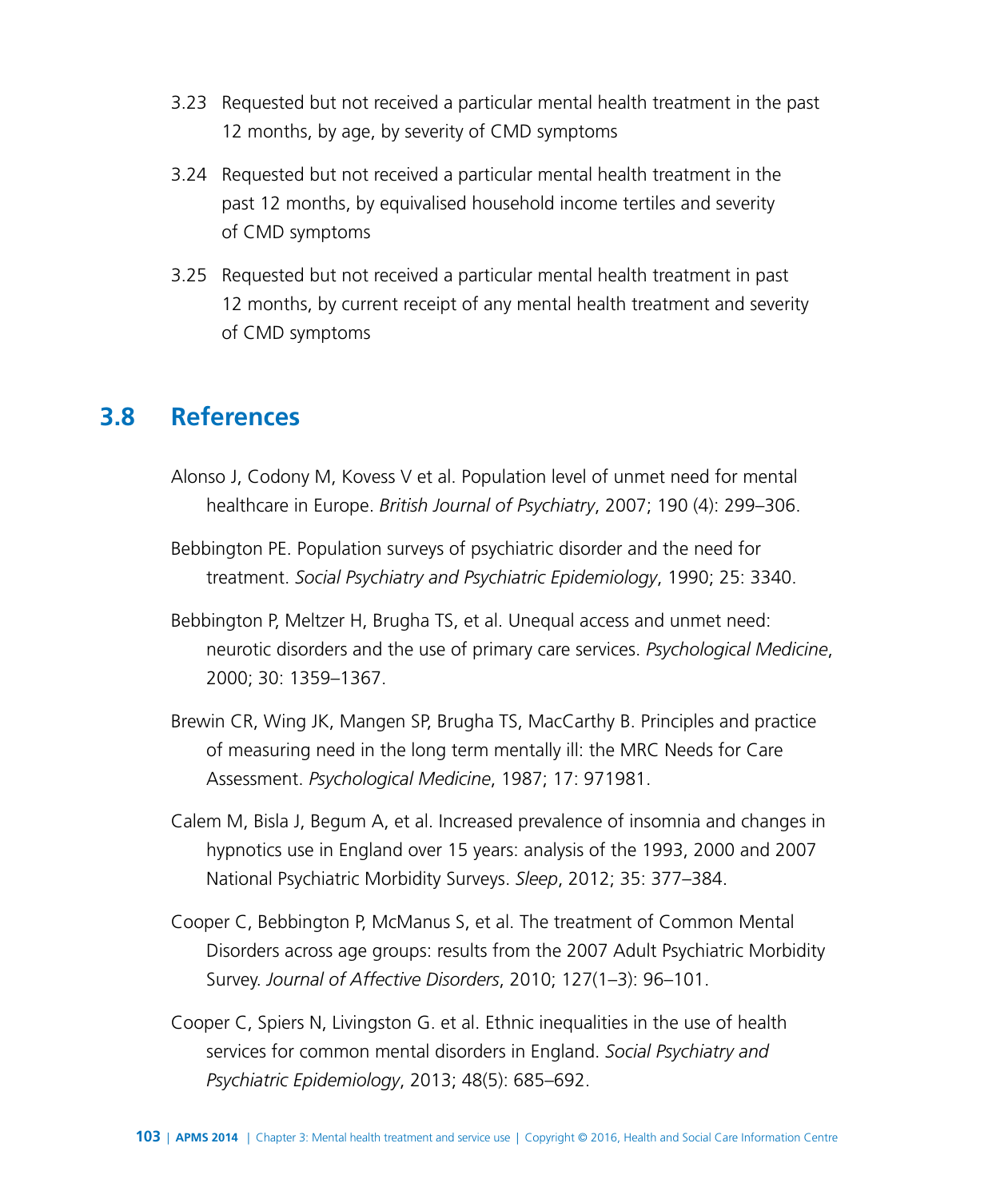3.23 Requested but not received a particular mental health treatment in the past 12 months, by age, by severity of CMD symptoms

3.24 Requested but not received a particular mental health treatment in the past 12 months, by equivalised household income tertiles and severity of CMD symptoms

3.25 Requested but not received a particular mental health treatment in past 12 months, by current receipt of any mental health treatment and severity of CMD symptoms

## 3.8 References

Alonso J, Codony M, Kovess V et al. Population level of unmet need for mental healthcare in Europe. *British Journal of Psychiatry*, 2007; 190 (4): 299–306.

Bebbington PE. Population surveys of psychiatric disorder and the need for treatment. *Social Psychiatry and Psychiatric Epidemiology*, 1990; 25: 3340.

Bebbington P, Meltzer H, Brugha TS, et al. Unequal access and unmet need: neurotic disorders and the use of primary care services. *Psychological Medicine*, 2000; 30: 1359–1367.

Brewin CR, Wing JK, Mangen SP, Brugha TS, MacCarthy B. Principles and practice of measuring need in the long term mentally ill: the MRC Needs for Care Assessment. *Psychological Medicine*, 1987; 17: 971981.

Calem M, Bisla J, Begum A, et al. Increased prevalence of insomnia and changes in hypnotics use in England over 15 years: analysis of the 1993, 2000 and 2007 National Psychiatric Morbidity Surveys. *Sleep*, 2012; 35: 377–384.

Cooper C, Bebbington P, McManus S, et al. The treatment of Common Mental Disorders across age groups: results from the 2007 Adult Psychiatric Morbidity Survey. *Journal of Affective Disorders*, 2010; 127(1–3): 96–101.

Cooper C, Spiers N, Livingston G. et al. Ethnic inequalities in the use of health services for common mental disorders in England. *Social Psychiatry and Psychiatric Epidemiology*, 2013; 48(5): 685–692.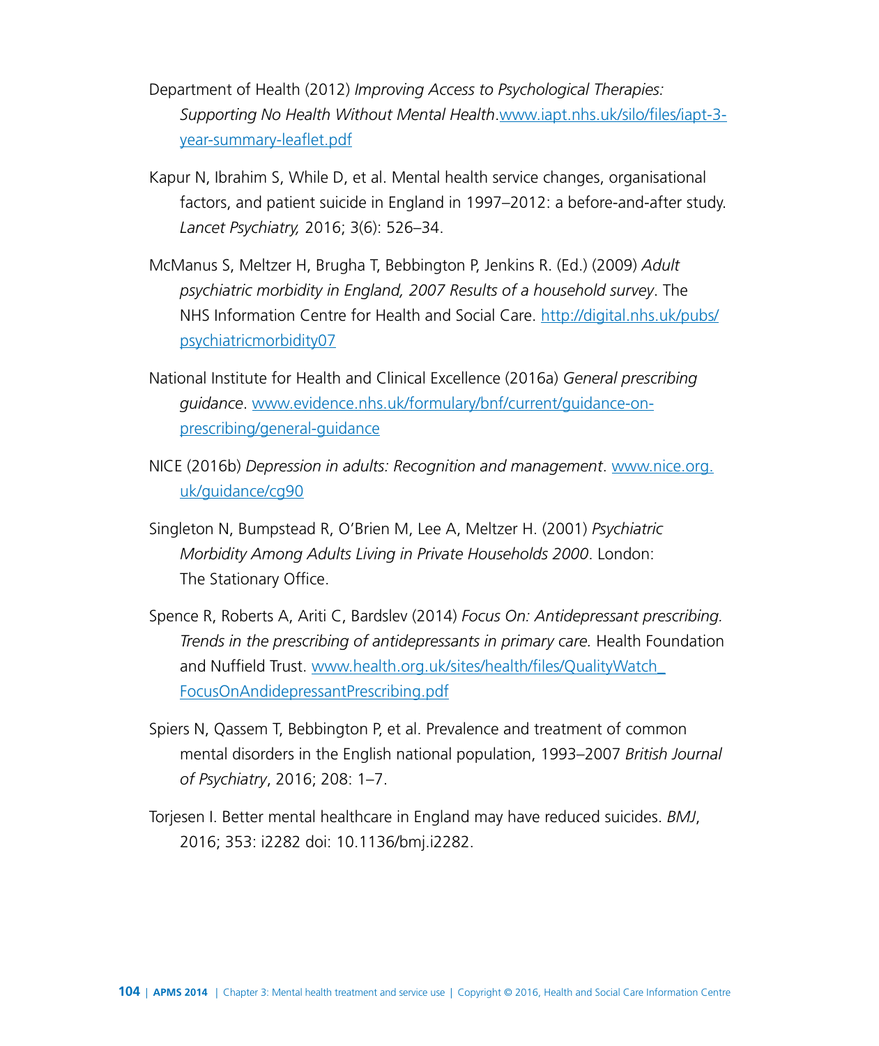Department of Health (2012) *Improving Access to Psychological Therapies: Supporting No Health Without Mental Health*.www.iapt.nhs.uk/silo/files/iapt-3-year-summary-leaflet.pdf

Kapur N, Ibrahim S, While D, et al. Mental health service changes, organisational factors, and patient suicide in England in 1997–2012: a before-and-after study. *Lancet Psychiatry,* 2016; 3(6): 526–34.

McManus S, Meltzer H, Brugha T, Bebbington P, Jenkins R. (Ed.) (2009) *Adult psychiatric morbidity in England, 2007 Results of a household survey*. The NHS Information Centre for Health and Social Care. http://digital.nhs.uk/pubs/psychiatricmorbidity07

National Institute for Health and Clinical Excellence (2016a) *General prescribing guidance*. www.evidence.nhs.uk/formulary/bnf/current/guidance-on-prescribing/general-guidance

NICE (2016b) *Depression in adults: Recognition and management*. www.nice.org.uk/guidance/cg90

Singleton N, Bumpstead R, O'Brien M, Lee A, Meltzer H. (2001) *Psychiatric Morbidity Among Adults Living in Private Households 2000*. London: The Stationary Office.

Spence R, Roberts A, Ariti C, Bardslev (2014) *Focus On: Antidepressant prescribing. Trends in the prescribing of antidepressants in primary care.* Health Foundation and Nuffield Trust. www.health.org.uk/sites/health/files/QualityWatch_FocusOnAndidepressantPrescribing.pdf

Spiers N, Qassem T, Bebbington P, et al. Prevalence and treatment of common mental disorders in the English national population, 1993–2007 *British Journal of Psychiatry*, 2016; 208: 1–7.

Torjesen I. Better mental healthcare in England may have reduced suicides. *BMJ*, 2016; 353: i2282 doi: 10.1136/bmj.i2282.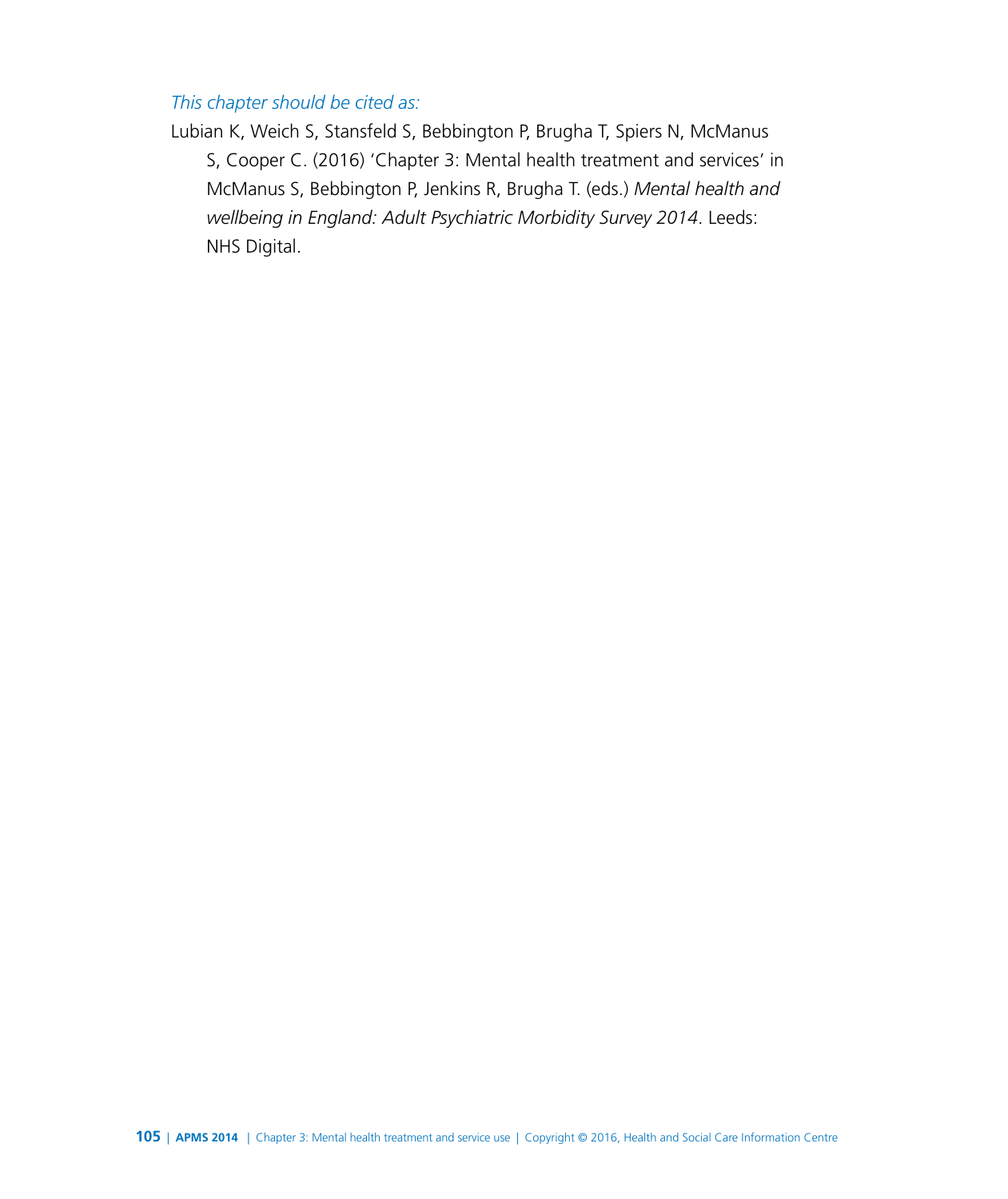*This chapter should be cited as:*

Lubian K, Weich S, Stansfeld S, Bebbington P, Brugha T, Spiers N, McManus S, Cooper C. (2016) 'Chapter 3: Mental health treatment and services' in McManus S, Bebbington P, Jenkins R, Brugha T. (eds.) *Mental health and wellbeing in England: Adult Psychiatric Morbidity Survey 2014*. Leeds: NHS Digital.